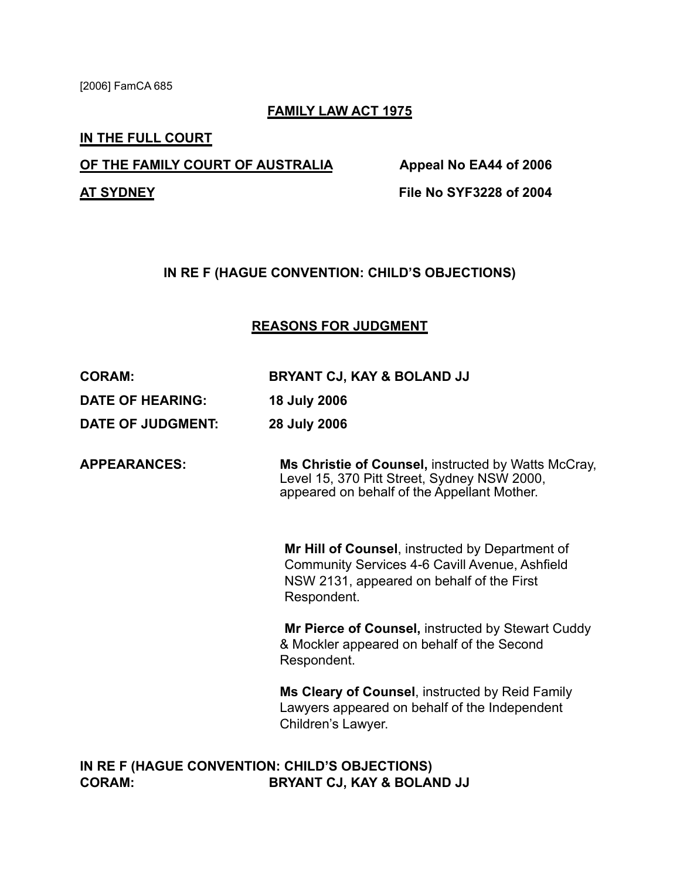[2006] FamCA 685

**FAMILY LAW ACT 1975**

**IN THE FULL COURT**

**OF THE FAMILY COURT OF AUSTRALIA** **Appeal No EA44 of 2006**

**AT SYDNEY** **File No SYF3228 of 2004**

**IN RE F (HAGUE CONVENTION: CHILD'S OBJECTIONS)**

**REASONS FOR JUDGMENT**

**CORAM:** **BRYANT CJ, KAY & BOLAND JJ**

**DATE OF HEARING:** **18 July 2006**

**DATE OF JUDGMENT:** **28 July 2006**

**APPEARANCES:** **Ms Christie of Counsel,** instructed by Watts McCray, Level 15, 370 Pitt Street, Sydney NSW 2000, appeared on behalf of the Appellant Mother.

**Mr Hill of Counsel**, instructed by Department of Community Services 4-6 Cavill Avenue, Ashfield NSW 2131, appeared on behalf of the First Respondent.

**Mr Pierce of Counsel,** instructed by Stewart Cuddy & Mockler appeared on behalf of the Second Respondent.

**Ms Cleary of Counsel**, instructed by Reid Family Lawyers appeared on behalf of the Independent Children's Lawyer.

**IN RE F (HAGUE CONVENTION: CHILD'S OBJECTIONS)**
**CORAM:** **BRYANT CJ, KAY & BOLAND JJ**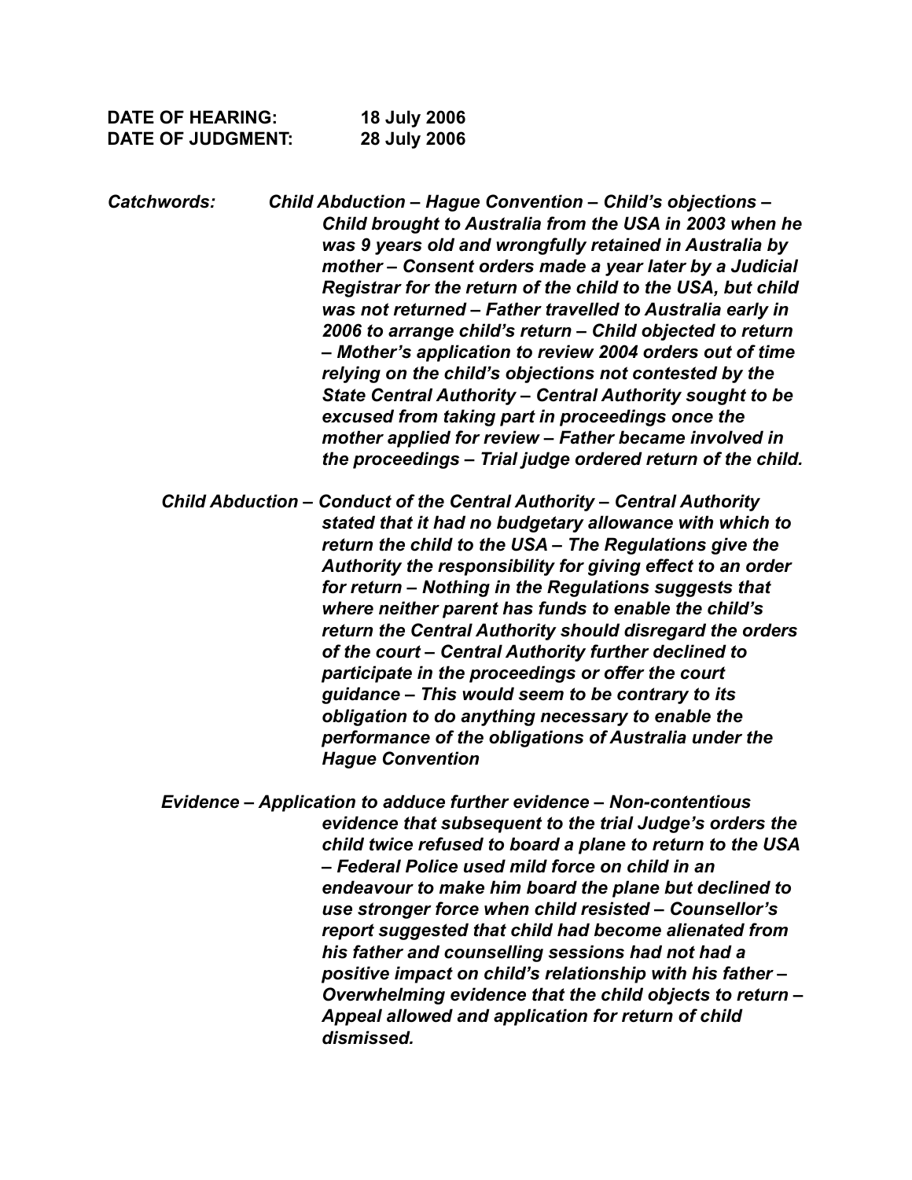**DATE OF HEARING:** **18 July 2006**
**DATE OF JUDGMENT:** **28 July 2006**

***Catchwords:*** ***Child Abduction – Hague Convention – Child's objections – Child brought to Australia from the USA in 2003 when he was 9 years old and wrongfully retained in Australia by mother – Consent orders made a year later by a Judicial Registrar for the return of the child to the USA, but child was not returned – Father travelled to Australia early in 2006 to arrange child's return – Child objected to return – Mother's application to review 2004 orders out of time relying on the child's objections not contested by the State Central Authority – Central Authority sought to be excused from taking part in proceedings once the mother applied for review – Father became involved in the proceedings – Trial judge ordered return of the child.***

***Child Abduction – Conduct of the Central Authority – Central Authority stated that it had no budgetary allowance with which to return the child to the USA – The Regulations give the Authority the responsibility for giving effect to an order for return – Nothing in the Regulations suggests that where neither parent has funds to enable the child's return the Central Authority should disregard the orders of the court – Central Authority further declined to participate in the proceedings or offer the court guidance – This would seem to be contrary to its obligation to do anything necessary to enable the performance of the obligations of Australia under the Hague Convention***

***Evidence – Application to adduce further evidence – Non-contentious evidence that subsequent to the trial Judge's orders the child twice refused to board a plane to return to the USA – Federal Police used mild force on child in an endeavour to make him board the plane but declined to use stronger force when child resisted – Counsellor's report suggested that child had become alienated from his father and counselling sessions had not had a positive impact on child's relationship with his father – Overwhelming evidence that the child objects to return – Appeal allowed and application for return of child dismissed.***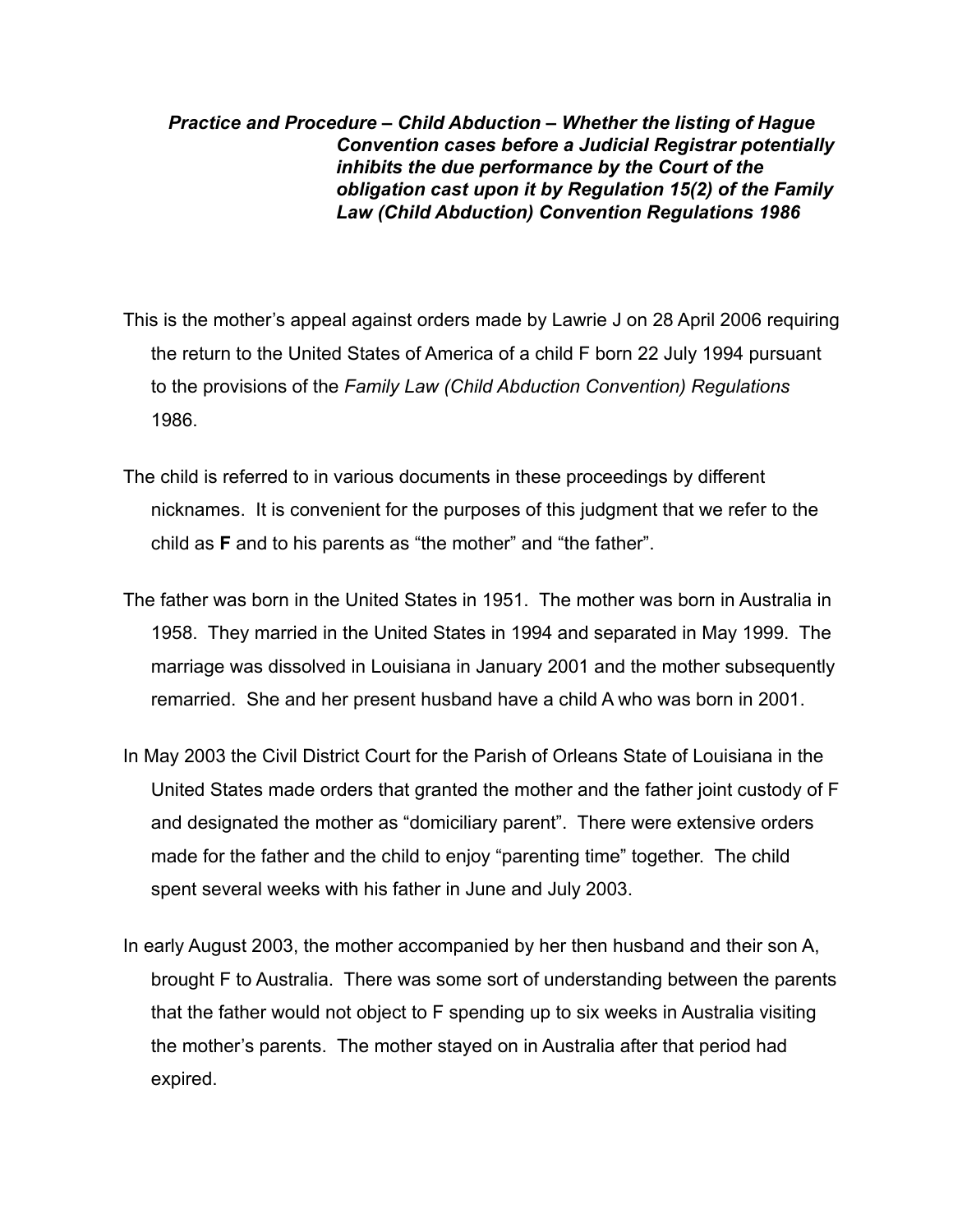***Practice and Procedure – Child Abduction – Whether the listing of Hague Convention cases before a Judicial Registrar potentially inhibits the due performance by the Court of the obligation cast upon it by Regulation 15(2) of the Family Law (Child Abduction) Convention Regulations 1986***

This is the mother's appeal against orders made by Lawrie J on 28 April 2006 requiring the return to the United States of America of a child F born 22 July 1994 pursuant to the provisions of the *Family Law (Child Abduction Convention) Regulations* 1986.

The child is referred to in various documents in these proceedings by different nicknames. It is convenient for the purposes of this judgment that we refer to the child as **F** and to his parents as "the mother" and "the father".

The father was born in the United States in 1951. The mother was born in Australia in 1958. They married in the United States in 1994 and separated in May 1999. The marriage was dissolved in Louisiana in January 2001 and the mother subsequently remarried. She and her present husband have a child A who was born in 2001.

In May 2003 the Civil District Court for the Parish of Orleans State of Louisiana in the United States made orders that granted the mother and the father joint custody of F and designated the mother as "domiciliary parent". There were extensive orders made for the father and the child to enjoy "parenting time" together. The child spent several weeks with his father in June and July 2003.

In early August 2003, the mother accompanied by her then husband and their son A, brought F to Australia. There was some sort of understanding between the parents that the father would not object to F spending up to six weeks in Australia visiting the mother's parents. The mother stayed on in Australia after that period had expired.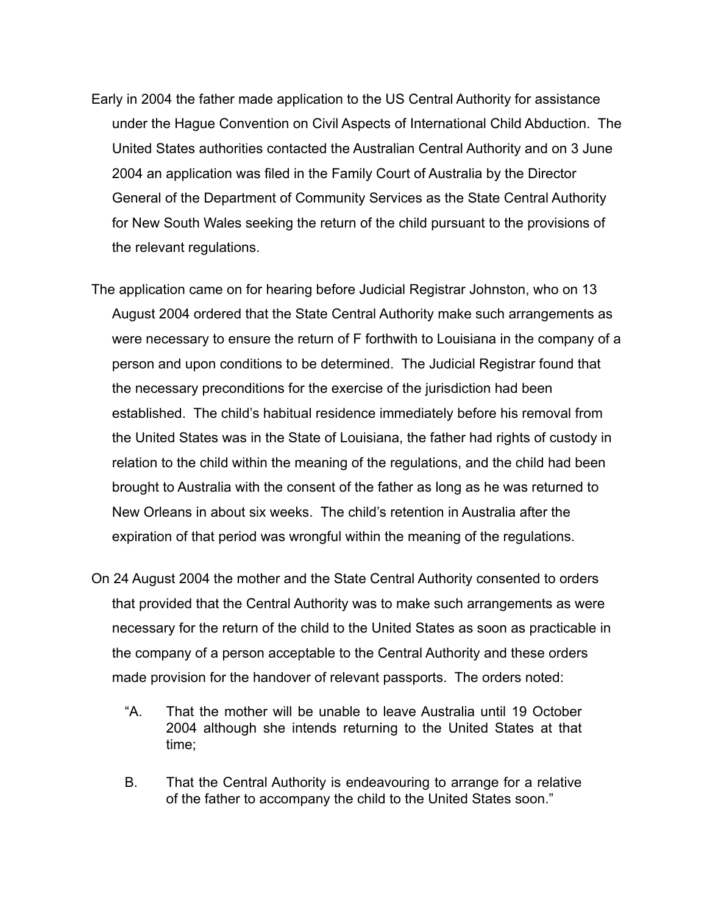Early in 2004 the father made application to the US Central Authority for assistance under the Hague Convention on Civil Aspects of International Child Abduction. The United States authorities contacted the Australian Central Authority and on 3 June 2004 an application was filed in the Family Court of Australia by the Director General of the Department of Community Services as the State Central Authority for New South Wales seeking the return of the child pursuant to the provisions of the relevant regulations.

The application came on for hearing before Judicial Registrar Johnston, who on 13 August 2004 ordered that the State Central Authority make such arrangements as were necessary to ensure the return of F forthwith to Louisiana in the company of a person and upon conditions to be determined. The Judicial Registrar found that the necessary preconditions for the exercise of the jurisdiction had been established. The child's habitual residence immediately before his removal from the United States was in the State of Louisiana, the father had rights of custody in relation to the child within the meaning of the regulations, and the child had been brought to Australia with the consent of the father as long as he was returned to New Orleans in about six weeks. The child's retention in Australia after the expiration of that period was wrongful within the meaning of the regulations.

On 24 August 2004 the mother and the State Central Authority consented to orders that provided that the Central Authority was to make such arrangements as were necessary for the return of the child to the United States as soon as practicable in the company of a person acceptable to the Central Authority and these orders made provision for the handover of relevant passports. The orders noted:

> "A. That the mother will be unable to leave Australia until 19 October 2004 although she intends returning to the United States at that time;
>
> B. That the Central Authority is endeavouring to arrange for a relative of the father to accompany the child to the United States soon."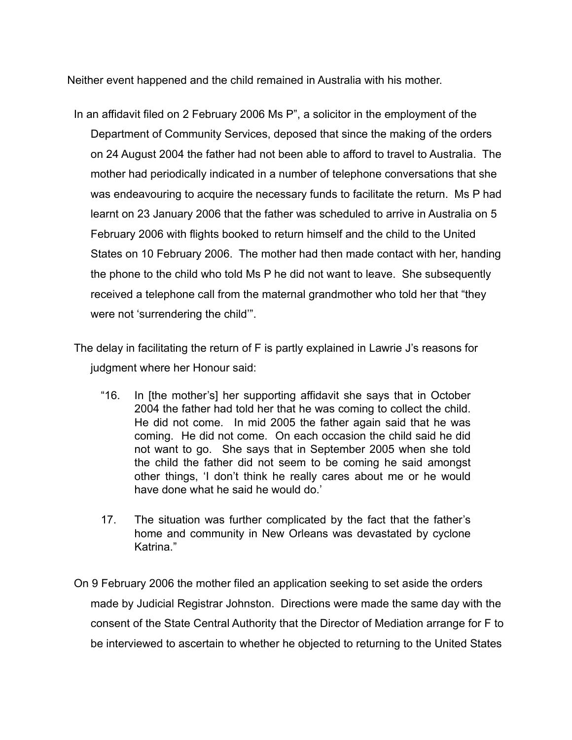Neither event happened and the child remained in Australia with his mother.

In an affidavit filed on 2 February 2006 Ms P", a solicitor in the employment of the Department of Community Services, deposed that since the making of the orders on 24 August 2004 the father had not been able to afford to travel to Australia. The mother had periodically indicated in a number of telephone conversations that she was endeavouring to acquire the necessary funds to facilitate the return. Ms P had learnt on 23 January 2006 that the father was scheduled to arrive in Australia on 5 February 2006 with flights booked to return himself and the child to the United States on 10 February 2006. The mother had then made contact with her, handing the phone to the child who told Ms P he did not want to leave. She subsequently received a telephone call from the maternal grandmother who told her that "they were not 'surrendering the child'".

The delay in facilitating the return of F is partly explained in Lawrie J's reasons for judgment where her Honour said:

> "16. In [the mother's] her supporting affidavit she says that in October 2004 the father had told her that he was coming to collect the child. He did not come. In mid 2005 the father again said that he was coming. He did not come. On each occasion the child said he did not want to go. She says that in September 2005 when she told the child the father did not seem to be coming he said amongst other things, 'I don't think he really cares about me or he would have done what he said he would do.'
>
> 17. The situation was further complicated by the fact that the father's home and community in New Orleans was devastated by cyclone Katrina."

On 9 February 2006 the mother filed an application seeking to set aside the orders made by Judicial Registrar Johnston. Directions were made the same day with the consent of the State Central Authority that the Director of Mediation arrange for F to be interviewed to ascertain to whether he objected to returning to the United States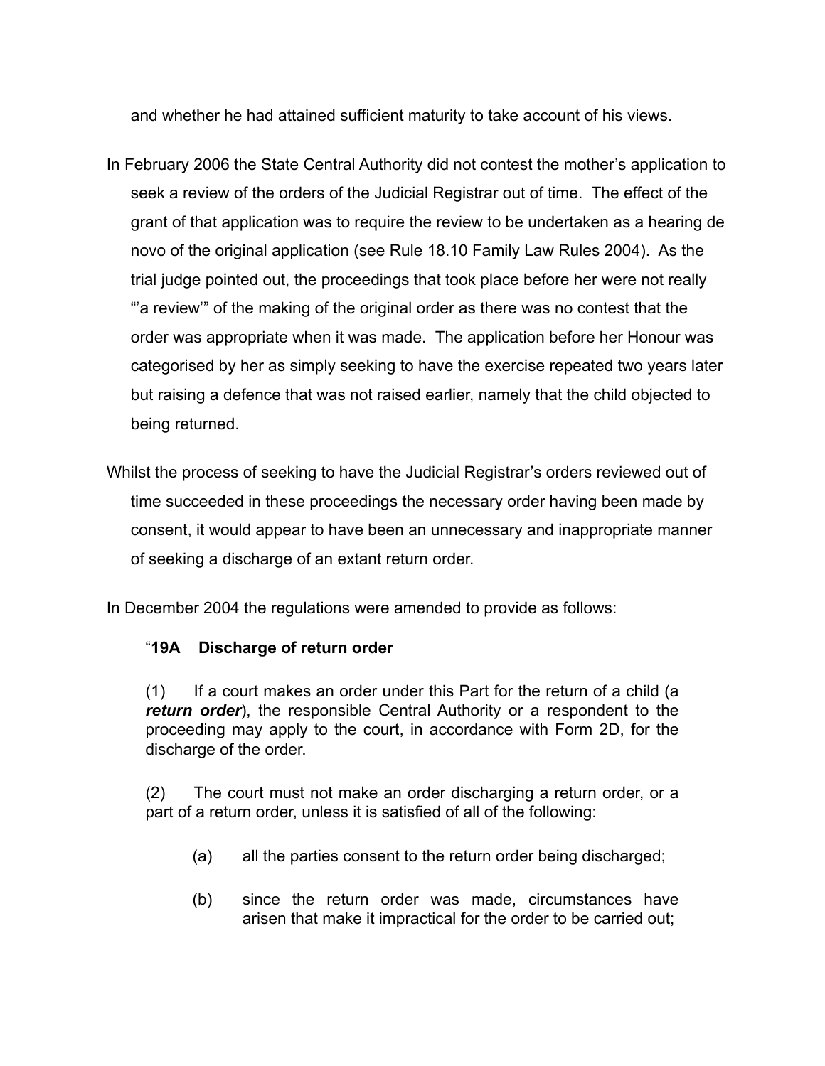and whether he had attained sufficient maturity to take account of his views.

In February 2006 the State Central Authority did not contest the mother's application to seek a review of the orders of the Judicial Registrar out of time. The effect of the grant of that application was to require the review to be undertaken as a hearing de novo of the original application (see Rule 18.10 Family Law Rules 2004). As the trial judge pointed out, the proceedings that took place before her were not really "'a review'" of the making of the original order as there was no contest that the order was appropriate when it was made. The application before her Honour was categorised by her as simply seeking to have the exercise repeated two years later but raising a defence that was not raised earlier, namely that the child objected to being returned.

Whilst the process of seeking to have the Judicial Registrar's orders reviewed out of time succeeded in these proceedings the necessary order having been made by consent, it would appear to have been an unnecessary and inappropriate manner of seeking a discharge of an extant return order.

In December 2004 the regulations were amended to provide as follows:

> "**19A Discharge of return order**
>
> (1) If a court makes an order under this Part for the return of a child (a ***return order***), the responsible Central Authority or a respondent to the proceeding may apply to the court, in accordance with Form 2D, for the discharge of the order.
>
> (2) The court must not make an order discharging a return order, or a part of a return order, unless it is satisfied of all of the following:
>
> (a) all the parties consent to the return order being discharged;
>
> (b) since the return order was made, circumstances have arisen that make it impractical for the order to be carried out;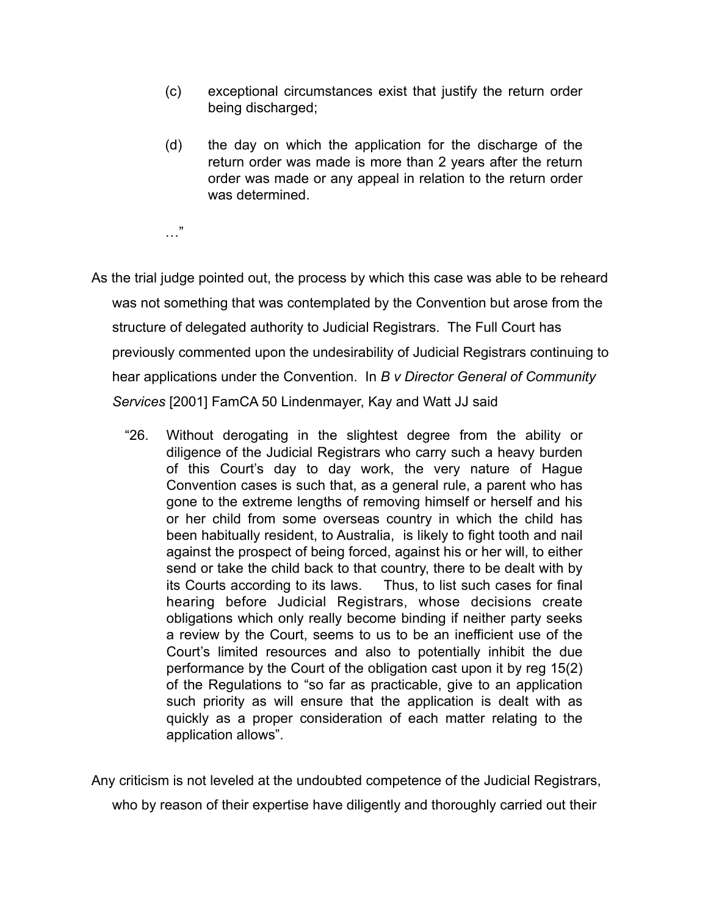> (c) exceptional circumstances exist that justify the return order being discharged;
>
> (d) the day on which the application for the discharge of the return order was made is more than 2 years after the return order was made or any appeal in relation to the return order was determined.
>
> …"

As the trial judge pointed out, the process by which this case was able to be reheard was not something that was contemplated by the Convention but arose from the structure of delegated authority to Judicial Registrars. The Full Court has previously commented upon the undesirability of Judicial Registrars continuing to hear applications under the Convention. In *B v Director General of Community Services* [2001] FamCA 50 Lindenmayer, Kay and Watt JJ said

> "26. Without derogating in the slightest degree from the ability or diligence of the Judicial Registrars who carry such a heavy burden of this Court's day to day work, the very nature of Hague Convention cases is such that, as a general rule, a parent who has gone to the extreme lengths of removing himself or herself and his or her child from some overseas country in which the child has been habitually resident, to Australia, is likely to fight tooth and nail against the prospect of being forced, against his or her will, to either send or take the child back to that country, there to be dealt with by its Courts according to its laws. Thus, to list such cases for final hearing before Judicial Registrars, whose decisions create obligations which only really become binding if neither party seeks a review by the Court, seems to us to be an inefficient use of the Court's limited resources and also to potentially inhibit the due performance by the Court of the obligation cast upon it by reg 15(2) of the Regulations to "so far as practicable, give to an application such priority as will ensure that the application is dealt with as quickly as a proper consideration of each matter relating to the application allows".

Any criticism is not leveled at the undoubted competence of the Judicial Registrars, who by reason of their expertise have diligently and thoroughly carried out their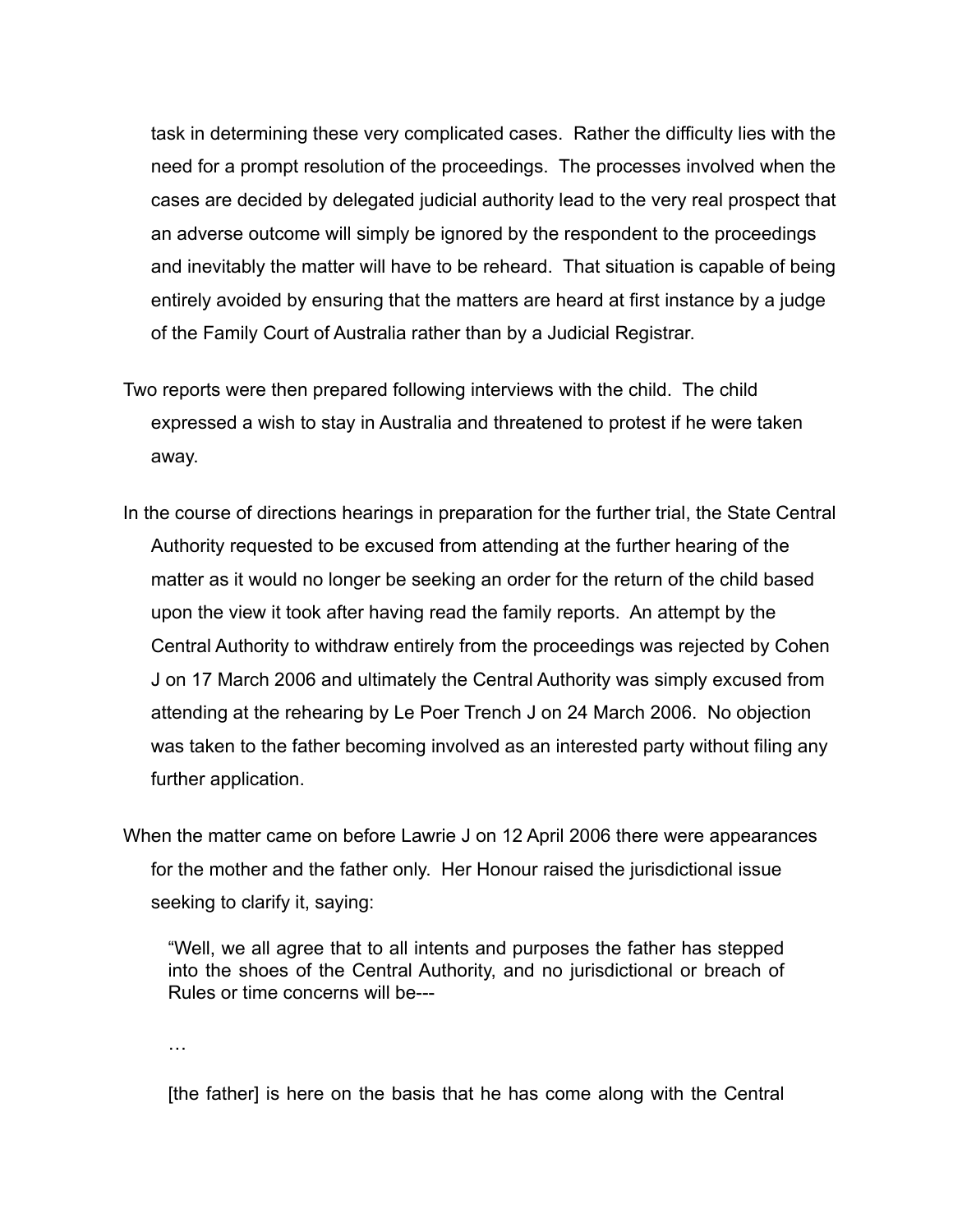task in determining these very complicated cases. Rather the difficulty lies with the need for a prompt resolution of the proceedings. The processes involved when the cases are decided by delegated judicial authority lead to the very real prospect that an adverse outcome will simply be ignored by the respondent to the proceedings and inevitably the matter will have to be reheard. That situation is capable of being entirely avoided by ensuring that the matters are heard at first instance by a judge of the Family Court of Australia rather than by a Judicial Registrar.

Two reports were then prepared following interviews with the child. The child expressed a wish to stay in Australia and threatened to protest if he were taken away.

In the course of directions hearings in preparation for the further trial, the State Central Authority requested to be excused from attending at the further hearing of the matter as it would no longer be seeking an order for the return of the child based upon the view it took after having read the family reports. An attempt by the Central Authority to withdraw entirely from the proceedings was rejected by Cohen J on 17 March 2006 and ultimately the Central Authority was simply excused from attending at the rehearing by Le Poer Trench J on 24 March 2006. No objection was taken to the father becoming involved as an interested party without filing any further application.

When the matter came on before Lawrie J on 12 April 2006 there were appearances for the mother and the father only. Her Honour raised the jurisdictional issue seeking to clarify it, saying:

> "Well, we all agree that to all intents and purposes the father has stepped into the shoes of the Central Authority, and no jurisdictional or breach of Rules or time concerns will be---
>
> …
>
> [the father] is here on the basis that he has come along with the Central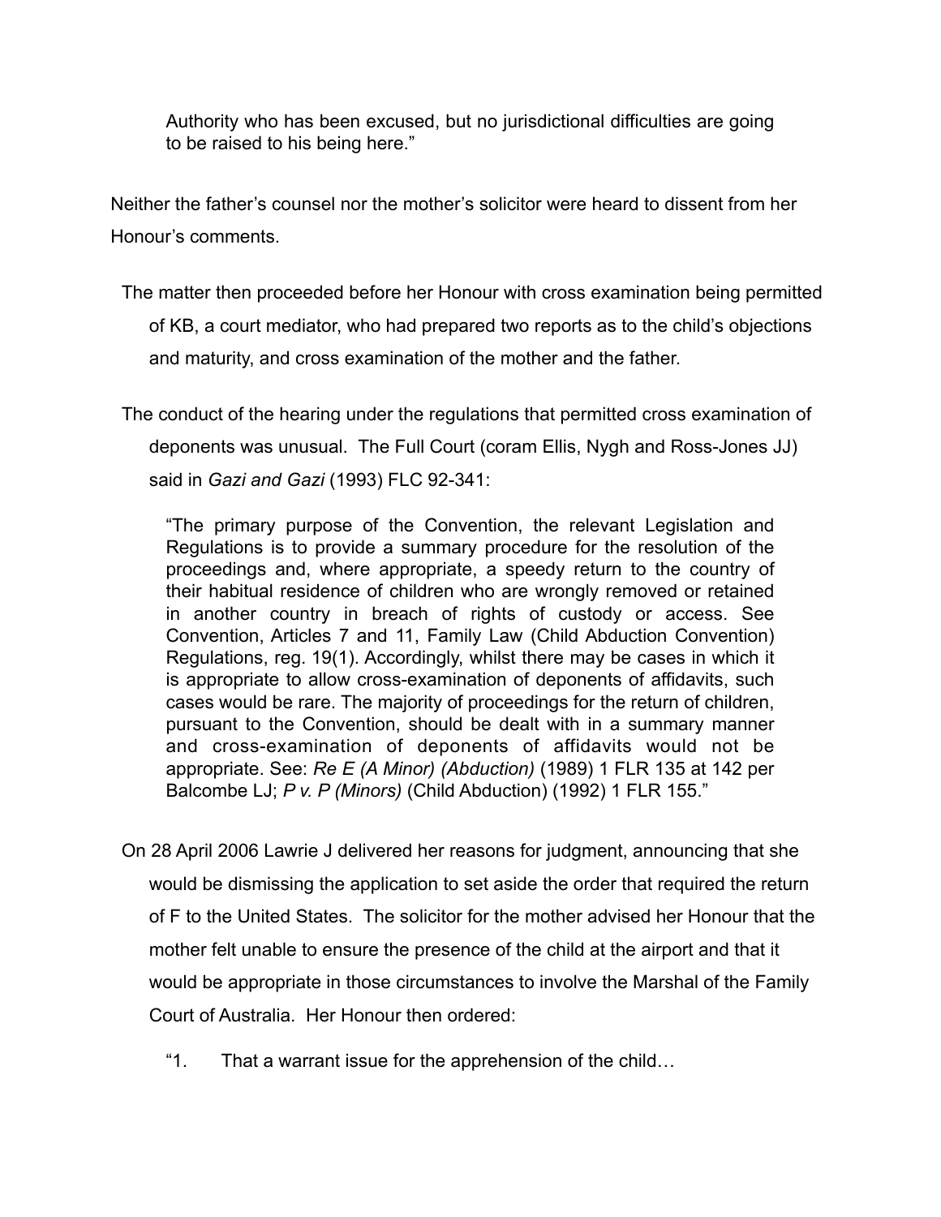> Authority who has been excused, but no jurisdictional difficulties are going to be raised to his being here."

Neither the father's counsel nor the mother's solicitor were heard to dissent from her Honour's comments.

The matter then proceeded before her Honour with cross examination being permitted of KB, a court mediator, who had prepared two reports as to the child's objections and maturity, and cross examination of the mother and the father.

The conduct of the hearing under the regulations that permitted cross examination of deponents was unusual. The Full Court (coram Ellis, Nygh and Ross-Jones JJ) said in *Gazi and Gazi* (1993) FLC 92-341:

> "The primary purpose of the Convention, the relevant Legislation and Regulations is to provide a summary procedure for the resolution of the proceedings and, where appropriate, a speedy return to the country of their habitual residence of children who are wrongly removed or retained in another country in breach of rights of custody or access. See Convention, Articles 7 and 11, Family Law (Child Abduction Convention) Regulations, reg. 19(1). Accordingly, whilst there may be cases in which it is appropriate to allow cross-examination of deponents of affidavits, such cases would be rare. The majority of proceedings for the return of children, pursuant to the Convention, should be dealt with in a summary manner and cross-examination of deponents of affidavits would not be appropriate. See: *Re E (A Minor) (Abduction)* (1989) 1 FLR 135 at 142 per Balcombe LJ; *P v. P (Minors)* (Child Abduction) (1992) 1 FLR 155."

On 28 April 2006 Lawrie J delivered her reasons for judgment, announcing that she would be dismissing the application to set aside the order that required the return of F to the United States. The solicitor for the mother advised her Honour that the mother felt unable to ensure the presence of the child at the airport and that it would be appropriate in those circumstances to involve the Marshal of the Family Court of Australia. Her Honour then ordered:

> "1. That a warrant issue for the apprehension of the child…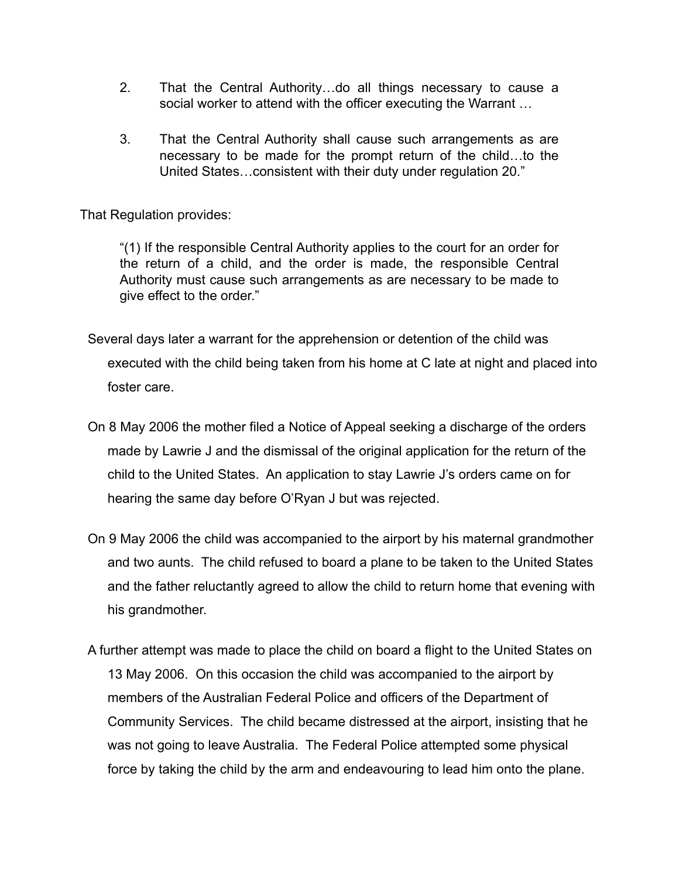2. That the Central Authority…do all things necessary to cause a social worker to attend with the officer executing the Warrant …

3. That the Central Authority shall cause such arrangements as are necessary to be made for the prompt return of the child…to the United States…consistent with their duty under regulation 20."

That Regulation provides:

> "(1) If the responsible Central Authority applies to the court for an order for the return of a child, and the order is made, the responsible Central Authority must cause such arrangements as are necessary to be made to give effect to the order."

Several days later a warrant for the apprehension or detention of the child was executed with the child being taken from his home at C late at night and placed into foster care.

On 8 May 2006 the mother filed a Notice of Appeal seeking a discharge of the orders made by Lawrie J and the dismissal of the original application for the return of the child to the United States. An application to stay Lawrie J's orders came on for hearing the same day before O'Ryan J but was rejected.

On 9 May 2006 the child was accompanied to the airport by his maternal grandmother and two aunts. The child refused to board a plane to be taken to the United States and the father reluctantly agreed to allow the child to return home that evening with his grandmother.

A further attempt was made to place the child on board a flight to the United States on 13 May 2006. On this occasion the child was accompanied to the airport by members of the Australian Federal Police and officers of the Department of Community Services. The child became distressed at the airport, insisting that he was not going to leave Australia. The Federal Police attempted some physical force by taking the child by the arm and endeavouring to lead him onto the plane.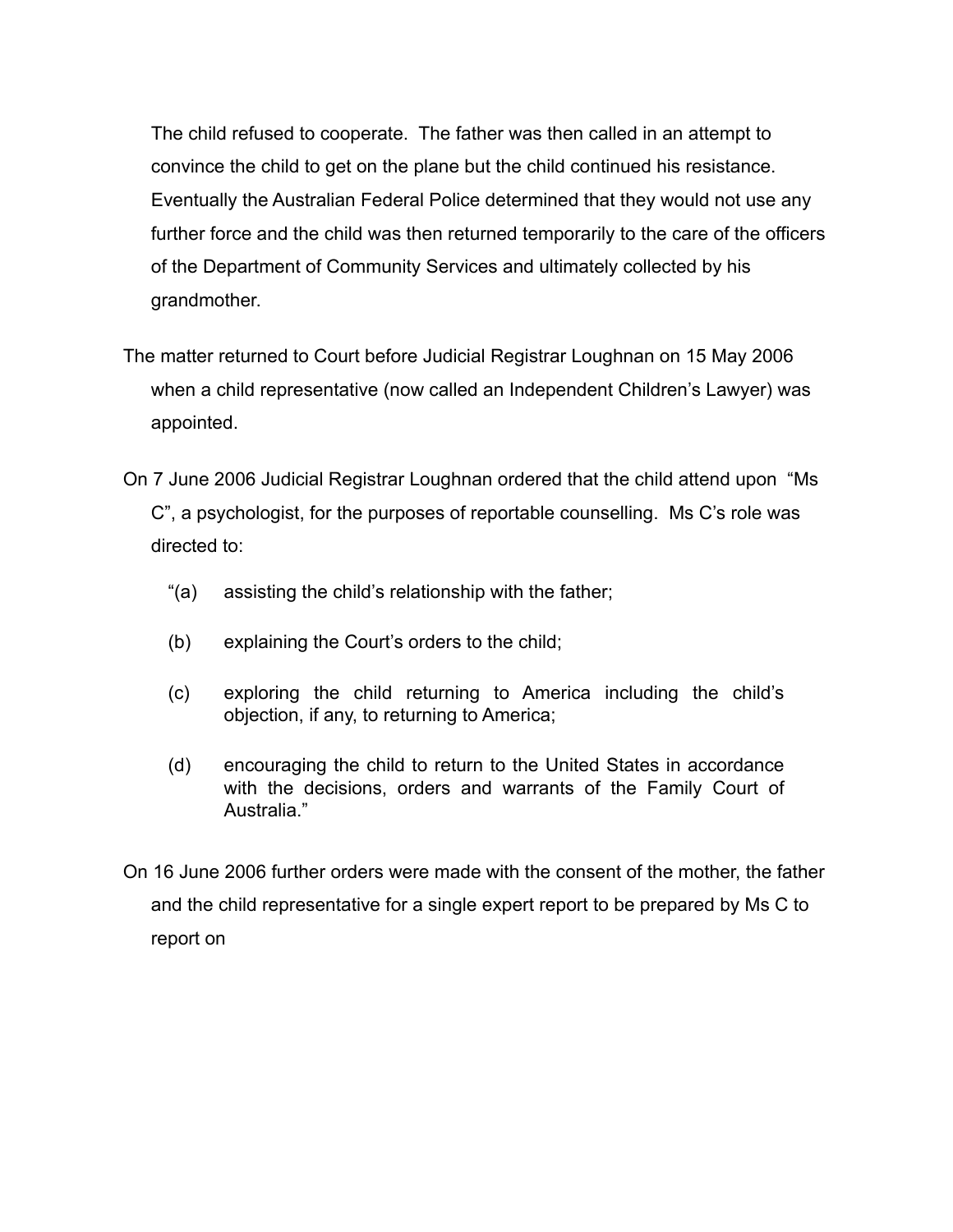The child refused to cooperate. The father was then called in an attempt to convince the child to get on the plane but the child continued his resistance. Eventually the Australian Federal Police determined that they would not use any further force and the child was then returned temporarily to the care of the officers of the Department of Community Services and ultimately collected by his grandmother.

The matter returned to Court before Judicial Registrar Loughnan on 15 May 2006 when a child representative (now called an Independent Children's Lawyer) was appointed.

On 7 June 2006 Judicial Registrar Loughnan ordered that the child attend upon "Ms C", a psychologist, for the purposes of reportable counselling. Ms C's role was directed to:

> "(a) assisting the child's relationship with the father;
>
> (b) explaining the Court's orders to the child;
>
> (c) exploring the child returning to America including the child's objection, if any, to returning to America;
>
> (d) encouraging the child to return to the United States in accordance with the decisions, orders and warrants of the Family Court of Australia."

On 16 June 2006 further orders were made with the consent of the mother, the father and the child representative for a single expert report to be prepared by Ms C to report on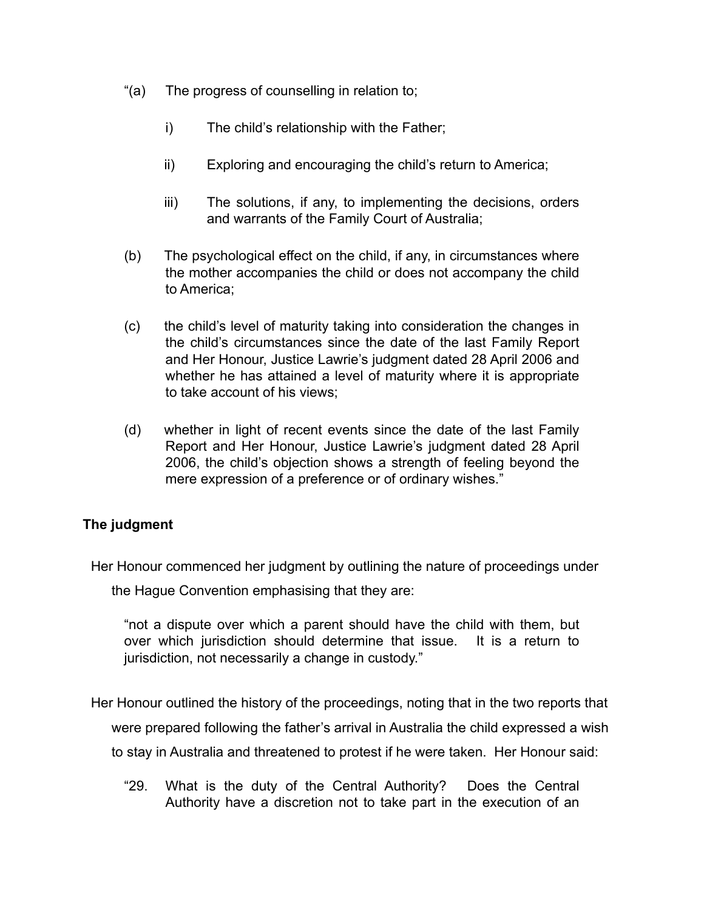"(a) The progress of counselling in relation to;

i) The child's relationship with the Father;

ii) Exploring and encouraging the child's return to America;

iii) The solutions, if any, to implementing the decisions, orders and warrants of the Family Court of Australia;

(b) The psychological effect on the child, if any, in circumstances where the mother accompanies the child or does not accompany the child to America;

(c) the child's level of maturity taking into consideration the changes in the child's circumstances since the date of the last Family Report and Her Honour, Justice Lawrie's judgment dated 28 April 2006 and whether he has attained a level of maturity where it is appropriate to take account of his views;

(d) whether in light of recent events since the date of the last Family Report and Her Honour, Justice Lawrie's judgment dated 28 April 2006, the child's objection shows a strength of feeling beyond the mere expression of a preference or of ordinary wishes."

**The judgment**

Her Honour commenced her judgment by outlining the nature of proceedings under the Hague Convention emphasising that they are:

> "not a dispute over which a parent should have the child with them, but over which jurisdiction should determine that issue. It is a return to jurisdiction, not necessarily a change in custody."

Her Honour outlined the history of the proceedings, noting that in the two reports that were prepared following the father's arrival in Australia the child expressed a wish to stay in Australia and threatened to protest if he were taken. Her Honour said:

> "29. What is the duty of the Central Authority? Does the Central Authority have a discretion not to take part in the execution of an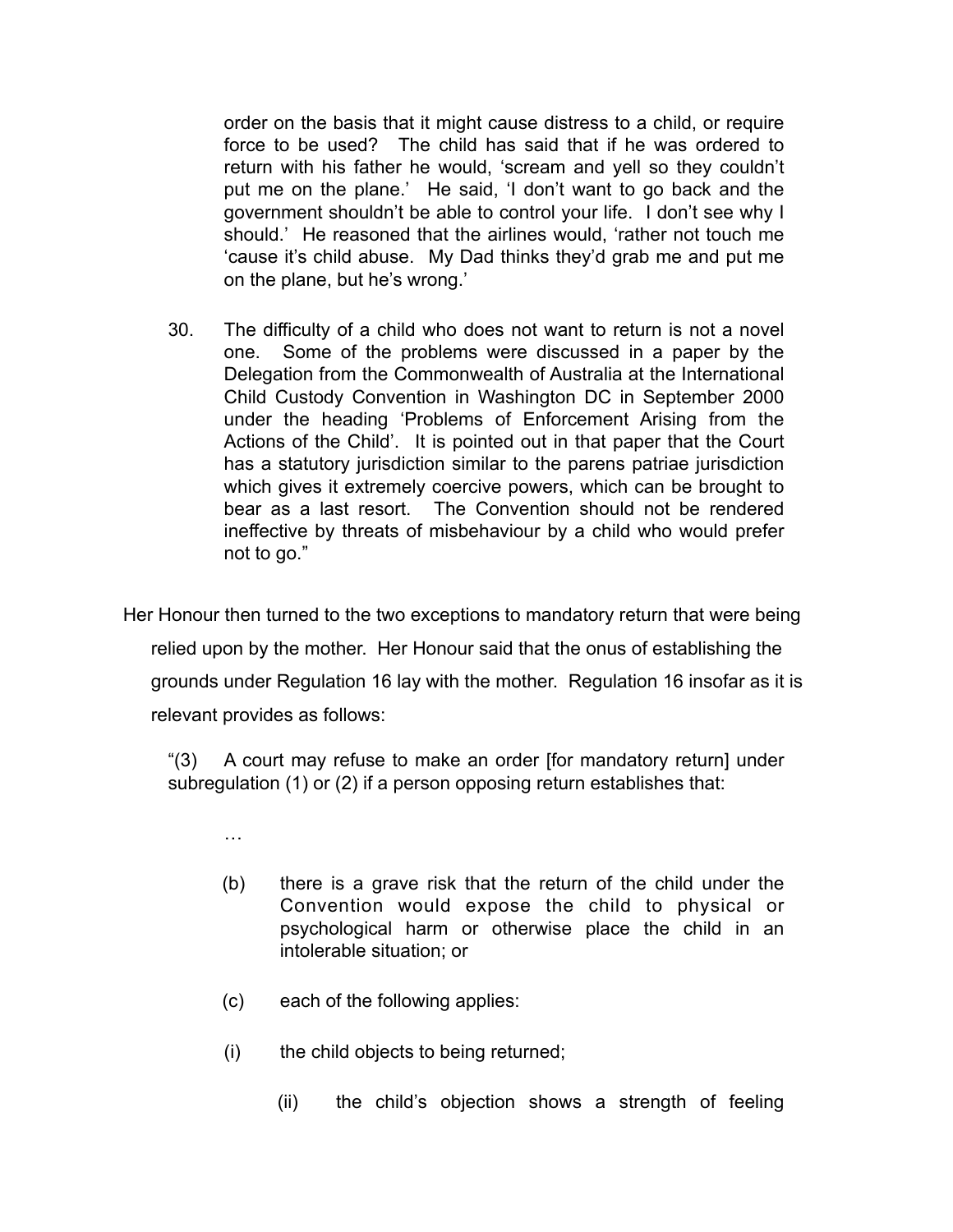order on the basis that it might cause distress to a child, or require force to be used? The child has said that if he was ordered to return with his father he would, 'scream and yell so they couldn't put me on the plane.' He said, 'I don't want to go back and the government shouldn't be able to control your life. I don't see why I should.' He reasoned that the airlines would, 'rather not touch me 'cause it's child abuse. My Dad thinks they'd grab me and put me on the plane, but he's wrong.'

30. The difficulty of a child who does not want to return is not a novel one. Some of the problems were discussed in a paper by the Delegation from the Commonwealth of Australia at the International Child Custody Convention in Washington DC in September 2000 under the heading 'Problems of Enforcement Arising from the Actions of the Child'. It is pointed out in that paper that the Court has a statutory jurisdiction similar to the parens patriae jurisdiction which gives it extremely coercive powers, which can be brought to bear as a last resort. The Convention should not be rendered ineffective by threats of misbehaviour by a child who would prefer not to go."

Her Honour then turned to the two exceptions to mandatory return that were being relied upon by the mother. Her Honour said that the onus of establishing the grounds under Regulation 16 lay with the mother. Regulation 16 insofar as it is relevant provides as follows:

"(3) A court may refuse to make an order [for mandatory return] under subregulation (1) or (2) if a person opposing return establishes that:

…

(b) there is a grave risk that the return of the child under the Convention would expose the child to physical or psychological harm or otherwise place the child in an intolerable situation; or

(c) each of the following applies:

(i) the child objects to being returned;

(ii) the child's objection shows a strength of feeling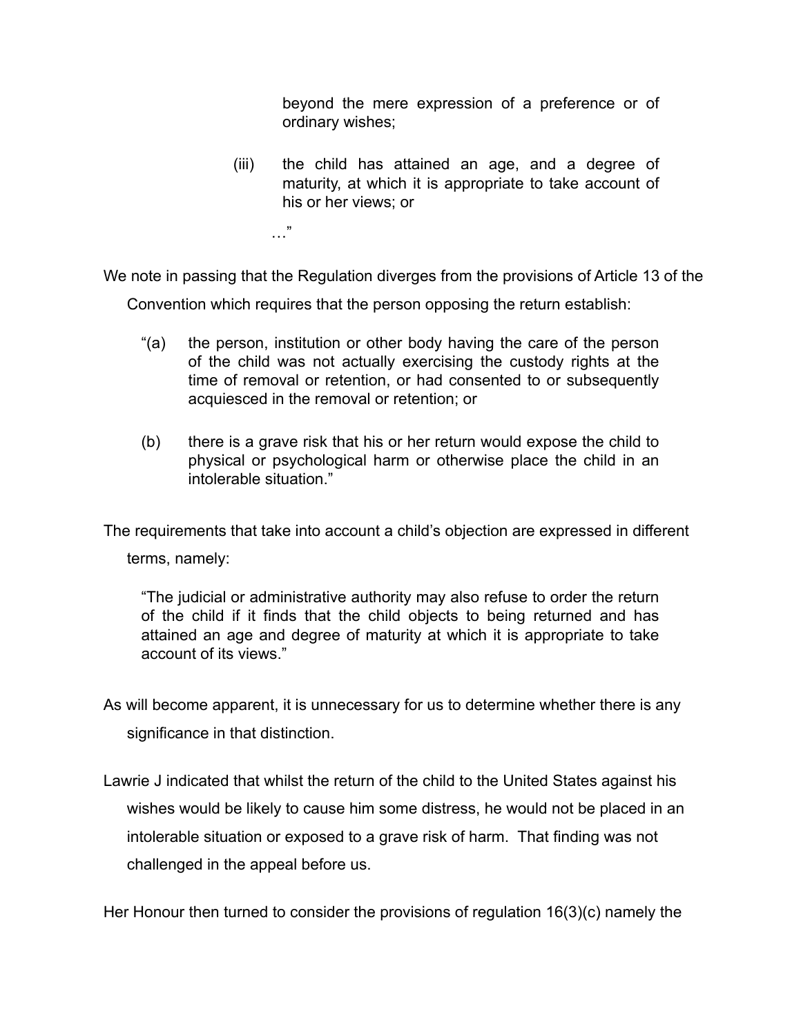> beyond the mere expression of a preference or of ordinary wishes;
>
> (iii) the child has attained an age, and a degree of maturity, at which it is appropriate to take account of his or her views; or
>
> …"

We note in passing that the Regulation diverges from the provisions of Article 13 of the Convention which requires that the person opposing the return establish:

> "(a) the person, institution or other body having the care of the person of the child was not actually exercising the custody rights at the time of removal or retention, or had consented to or subsequently acquiesced in the removal or retention; or
>
> (b) there is a grave risk that his or her return would expose the child to physical or psychological harm or otherwise place the child in an intolerable situation."

The requirements that take into account a child's objection are expressed in different terms, namely:

> "The judicial or administrative authority may also refuse to order the return of the child if it finds that the child objects to being returned and has attained an age and degree of maturity at which it is appropriate to take account of its views."

As will become apparent, it is unnecessary for us to determine whether there is any significance in that distinction.

Lawrie J indicated that whilst the return of the child to the United States against his wishes would be likely to cause him some distress, he would not be placed in an intolerable situation or exposed to a grave risk of harm. That finding was not challenged in the appeal before us.

Her Honour then turned to consider the provisions of regulation 16(3)(c) namely the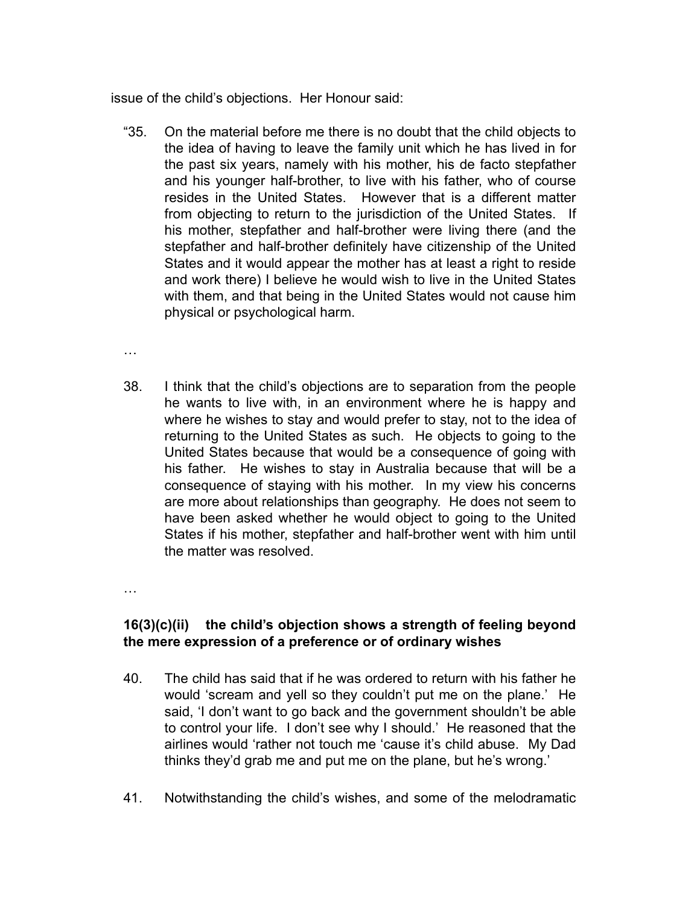issue of the child's objections. Her Honour said:

> "35. On the material before me there is no doubt that the child objects to the idea of having to leave the family unit which he has lived in for the past six years, namely with his mother, his de facto stepfather and his younger half-brother, to live with his father, who of course resides in the United States. However that is a different matter from objecting to return to the jurisdiction of the United States. If his mother, stepfather and half-brother were living there (and the stepfather and half-brother definitely have citizenship of the United States and it would appear the mother has at least a right to reside and work there) I believe he would wish to live in the United States with them, and that being in the United States would not cause him physical or psychological harm.
>
> …
>
> 38. I think that the child's objections are to separation from the people he wants to live with, in an environment where he is happy and where he wishes to stay and would prefer to stay, not to the idea of returning to the United States as such. He objects to going to the United States because that would be a consequence of going with his father. He wishes to stay in Australia because that will be a consequence of staying with his mother. In my view his concerns are more about relationships than geography. He does not seem to have been asked whether he would object to going to the United States if his mother, stepfather and half-brother went with him until the matter was resolved.
>
> …
>
> **16(3)(c)(ii) the child's objection shows a strength of feeling beyond the mere expression of a preference or of ordinary wishes**
>
> 40. The child has said that if he was ordered to return with his father he would 'scream and yell so they couldn't put me on the plane.' He said, 'I don't want to go back and the government shouldn't be able to control your life. I don't see why I should.' He reasoned that the airlines would 'rather not touch me 'cause it's child abuse. My Dad thinks they'd grab me and put me on the plane, but he's wrong.'
>
> 41. Notwithstanding the child's wishes, and some of the melodramatic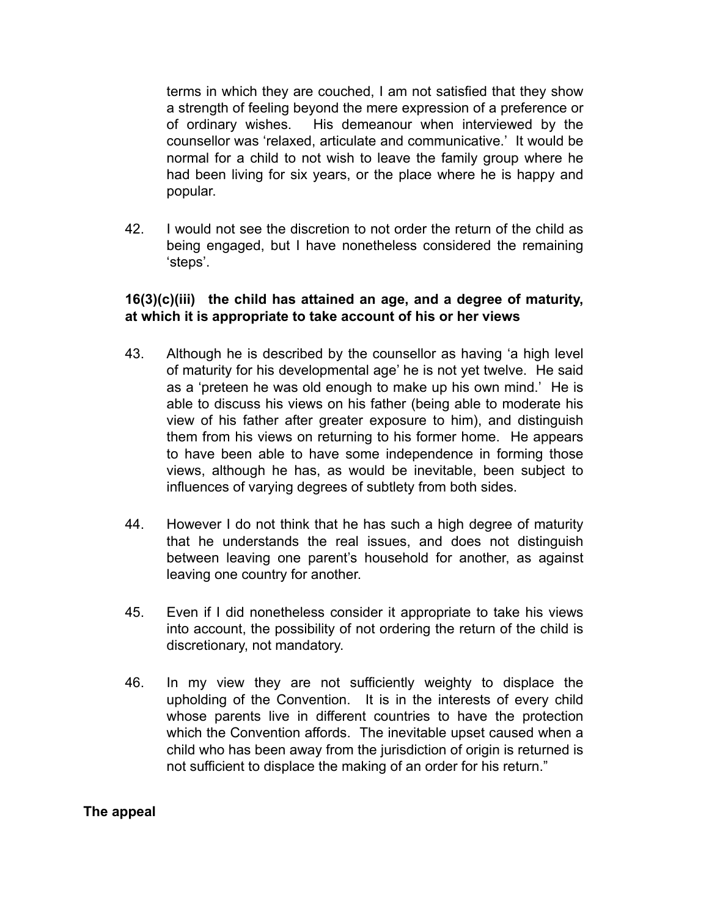terms in which they are couched, I am not satisfied that they show a strength of feeling beyond the mere expression of a preference or of ordinary wishes. His demeanour when interviewed by the counsellor was 'relaxed, articulate and communicative.' It would be normal for a child to not wish to leave the family group where he had been living for six years, or the place where he is happy and popular.

42. I would not see the discretion to not order the return of the child as being engaged, but I have nonetheless considered the remaining 'steps'.

**16(3)(c)(iii) the child has attained an age, and a degree of maturity, at which it is appropriate to take account of his or her views**

43. Although he is described by the counsellor as having 'a high level of maturity for his developmental age' he is not yet twelve. He said as a 'preteen he was old enough to make up his own mind.' He is able to discuss his views on his father (being able to moderate his view of his father after greater exposure to him), and distinguish them from his views on returning to his former home. He appears to have been able to have some independence in forming those views, although he has, as would be inevitable, been subject to influences of varying degrees of subtlety from both sides.

44. However I do not think that he has such a high degree of maturity that he understands the real issues, and does not distinguish between leaving one parent's household for another, as against leaving one country for another.

45. Even if I did nonetheless consider it appropriate to take his views into account, the possibility of not ordering the return of the child is discretionary, not mandatory.

46. In my view they are not sufficiently weighty to displace the upholding of the Convention. It is in the interests of every child whose parents live in different countries to have the protection which the Convention affords. The inevitable upset caused when a child who has been away from the jurisdiction of origin is returned is not sufficient to displace the making of an order for his return."

**The appeal**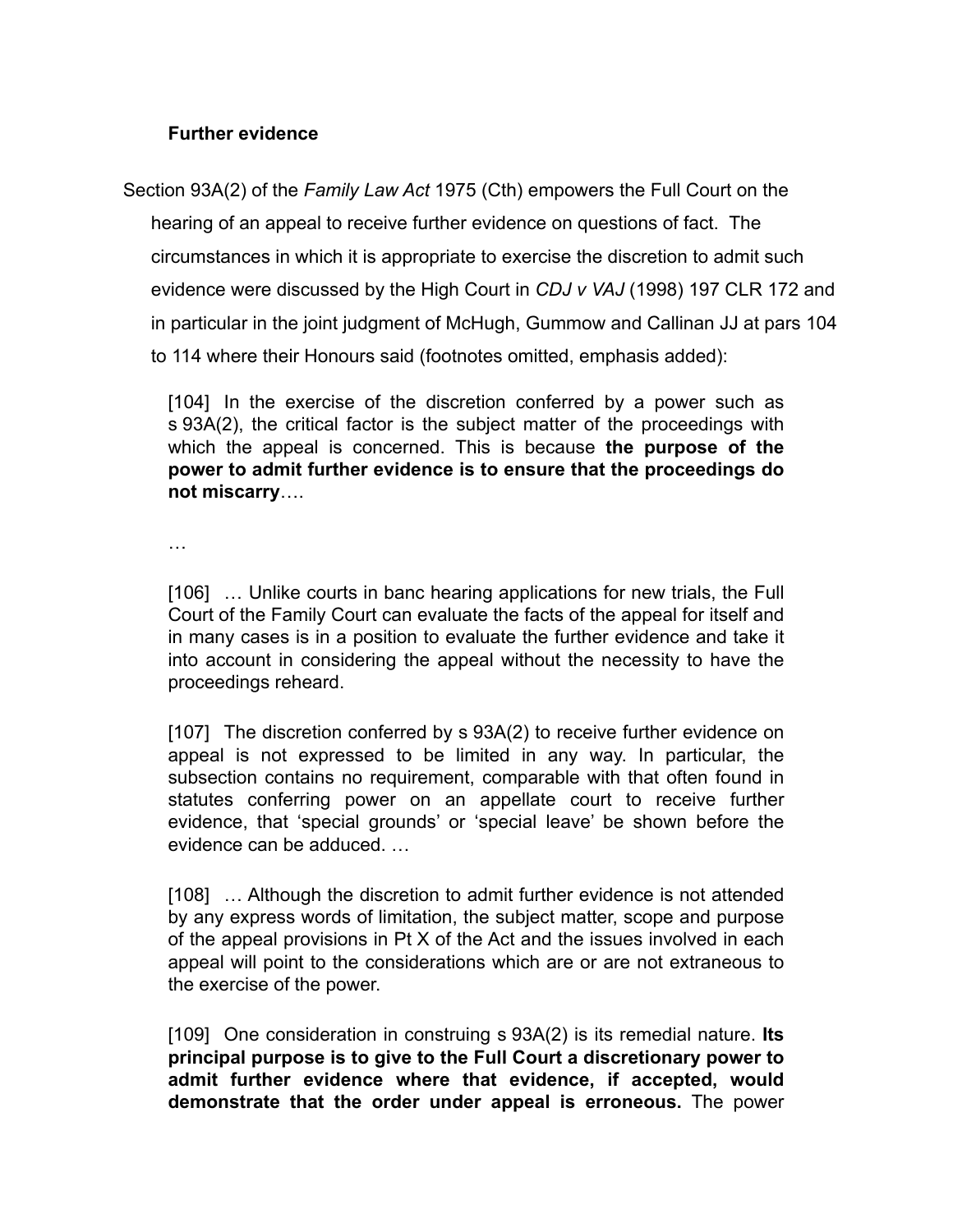**Further evidence**

Section 93A(2) of the *Family Law Act* 1975 (Cth) empowers the Full Court on the hearing of an appeal to receive further evidence on questions of fact. The circumstances in which it is appropriate to exercise the discretion to admit such evidence were discussed by the High Court in *CDJ v VAJ* (1998) 197 CLR 172 and in particular in the joint judgment of McHugh, Gummow and Callinan JJ at pars 104 to 114 where their Honours said (footnotes omitted, emphasis added):

> [104] In the exercise of the discretion conferred by a power such as s 93A(2), the critical factor is the subject matter of the proceedings with which the appeal is concerned. This is because **the purpose of the power to admit further evidence is to ensure that the proceedings do not miscarry**….
>
> …
>
> [106] … Unlike courts in banc hearing applications for new trials, the Full Court of the Family Court can evaluate the facts of the appeal for itself and in many cases is in a position to evaluate the further evidence and take it into account in considering the appeal without the necessity to have the proceedings reheard.
>
> [107] The discretion conferred by s 93A(2) to receive further evidence on appeal is not expressed to be limited in any way. In particular, the subsection contains no requirement, comparable with that often found in statutes conferring power on an appellate court to receive further evidence, that 'special grounds' or 'special leave' be shown before the evidence can be adduced. …
>
> [108] … Although the discretion to admit further evidence is not attended by any express words of limitation, the subject matter, scope and purpose of the appeal provisions in Pt X of the Act and the issues involved in each appeal will point to the considerations which are or are not extraneous to the exercise of the power.
>
> [109] One consideration in construing s 93A(2) is its remedial nature. **Its principal purpose is to give to the Full Court a discretionary power to admit further evidence where that evidence, if accepted, would demonstrate that the order under appeal is erroneous.** The power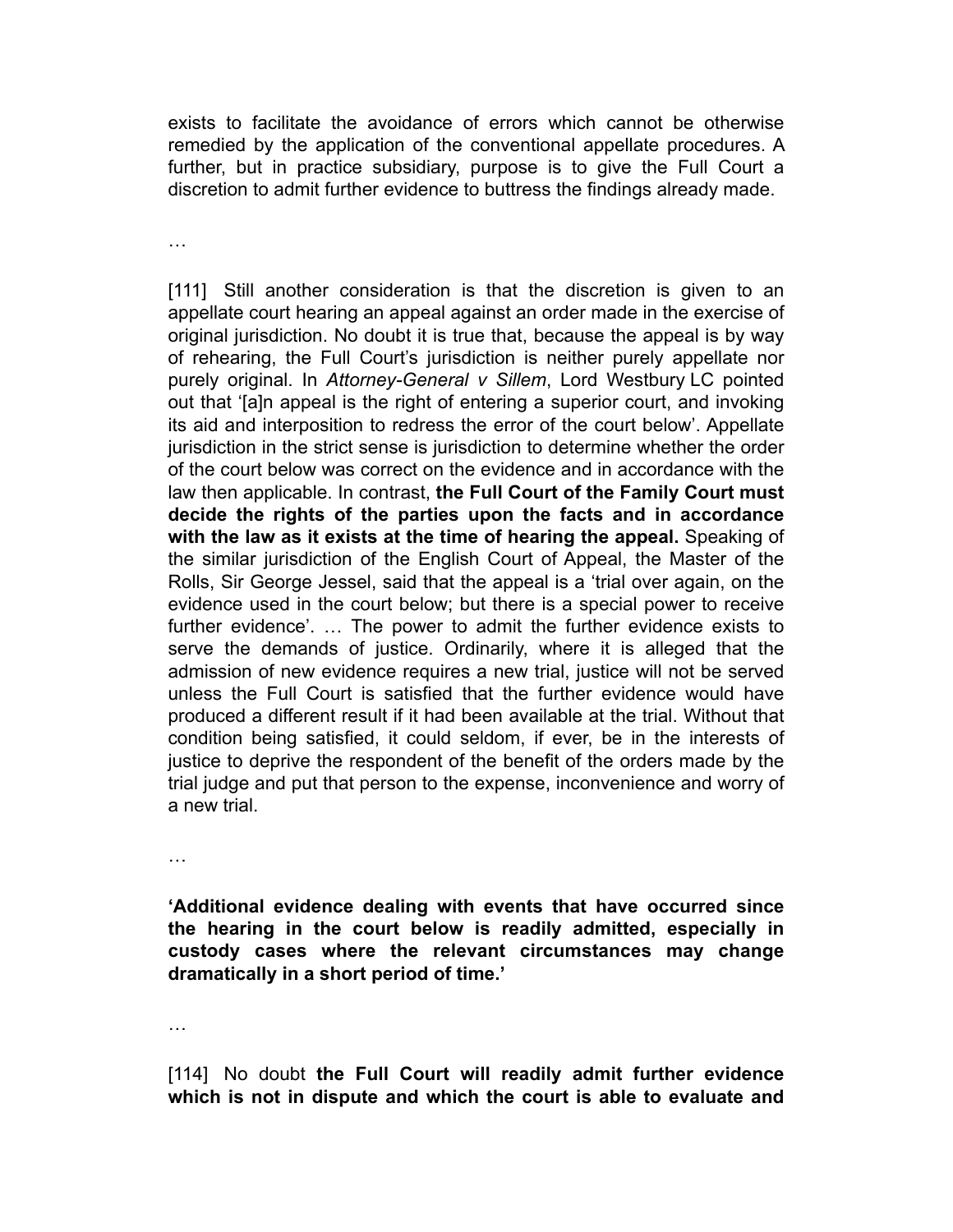exists to facilitate the avoidance of errors which cannot be otherwise remedied by the application of the conventional appellate procedures. A further, but in practice subsidiary, purpose is to give the Full Court a discretion to admit further evidence to buttress the findings already made.

…

[111] Still another consideration is that the discretion is given to an appellate court hearing an appeal against an order made in the exercise of original jurisdiction. No doubt it is true that, because the appeal is by way of rehearing, the Full Court's jurisdiction is neither purely appellate nor purely original. In *Attorney-General v Sillem*, Lord Westbury LC pointed out that '[a]n appeal is the right of entering a superior court, and invoking its aid and interposition to redress the error of the court below'. Appellate jurisdiction in the strict sense is jurisdiction to determine whether the order of the court below was correct on the evidence and in accordance with the law then applicable. In contrast, **the Full Court of the Family Court must decide the rights of the parties upon the facts and in accordance with the law as it exists at the time of hearing the appeal.** Speaking of the similar jurisdiction of the English Court of Appeal, the Master of the Rolls, Sir George Jessel, said that the appeal is a 'trial over again, on the evidence used in the court below; but there is a special power to receive further evidence'. … The power to admit the further evidence exists to serve the demands of justice. Ordinarily, where it is alleged that the admission of new evidence requires a new trial, justice will not be served unless the Full Court is satisfied that the further evidence would have produced a different result if it had been available at the trial. Without that condition being satisfied, it could seldom, if ever, be in the interests of justice to deprive the respondent of the benefit of the orders made by the trial judge and put that person to the expense, inconvenience and worry of a new trial.

…

**'Additional evidence dealing with events that have occurred since the hearing in the court below is readily admitted, especially in custody cases where the relevant circumstances may change dramatically in a short period of time.'**

…

[114] No doubt **the Full Court will readily admit further evidence which is not in dispute and which the court is able to evaluate and**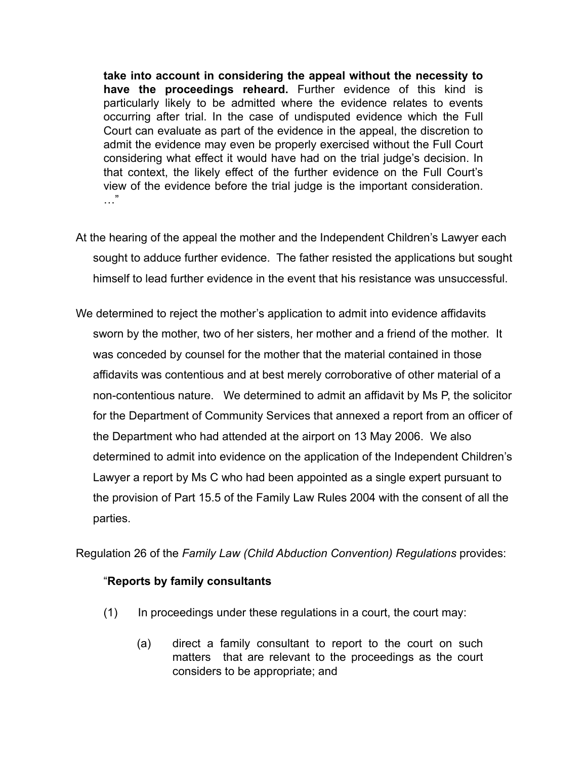> **take into account in considering the appeal without the necessity to have the proceedings reheard.** Further evidence of this kind is particularly likely to be admitted where the evidence relates to events occurring after trial. In the case of undisputed evidence which the Full Court can evaluate as part of the evidence in the appeal, the discretion to admit the evidence may even be properly exercised without the Full Court considering what effect it would have had on the trial judge's decision. In that context, the likely effect of the further evidence on the Full Court's view of the evidence before the trial judge is the important consideration. …"

At the hearing of the appeal the mother and the Independent Children's Lawyer each sought to adduce further evidence. The father resisted the applications but sought himself to lead further evidence in the event that his resistance was unsuccessful.

We determined to reject the mother's application to admit into evidence affidavits sworn by the mother, two of her sisters, her mother and a friend of the mother. It was conceded by counsel for the mother that the material contained in those affidavits was contentious and at best merely corroborative of other material of a non-contentious nature. We determined to admit an affidavit by Ms P, the solicitor for the Department of Community Services that annexed a report from an officer of the Department who had attended at the airport on 13 May 2006. We also determined to admit into evidence on the application of the Independent Children's Lawyer a report by Ms C who had been appointed as a single expert pursuant to the provision of Part 15.5 of the Family Law Rules 2004 with the consent of all the parties.

Regulation 26 of the *Family Law (Child Abduction Convention) Regulations* provides:

> "**Reports by family consultants**
>
> (1) In proceedings under these regulations in a court, the court may:
>
> (a) direct a family consultant to report to the court on such matters that are relevant to the proceedings as the court considers to be appropriate; and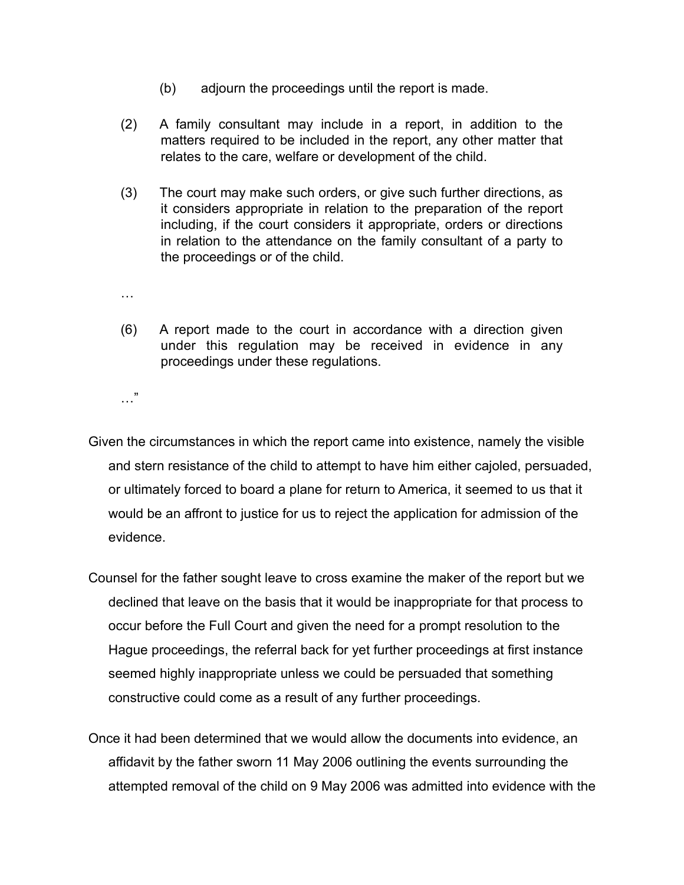(b) adjourn the proceedings until the report is made.

(2) A family consultant may include in a report, in addition to the matters required to be included in the report, any other matter that relates to the care, welfare or development of the child.

(3) The court may make such orders, or give such further directions, as it considers appropriate in relation to the preparation of the report including, if the court considers it appropriate, orders or directions in relation to the attendance on the family consultant of a party to the proceedings or of the child.

…

(6) A report made to the court in accordance with a direction given under this regulation may be received in evidence in any proceedings under these regulations.

…"

Given the circumstances in which the report came into existence, namely the visible and stern resistance of the child to attempt to have him either cajoled, persuaded, or ultimately forced to board a plane for return to America, it seemed to us that it would be an affront to justice for us to reject the application for admission of the evidence.

Counsel for the father sought leave to cross examine the maker of the report but we declined that leave on the basis that it would be inappropriate for that process to occur before the Full Court and given the need for a prompt resolution to the Hague proceedings, the referral back for yet further proceedings at first instance seemed highly inappropriate unless we could be persuaded that something constructive could come as a result of any further proceedings.

Once it had been determined that we would allow the documents into evidence, an affidavit by the father sworn 11 May 2006 outlining the events surrounding the attempted removal of the child on 9 May 2006 was admitted into evidence with the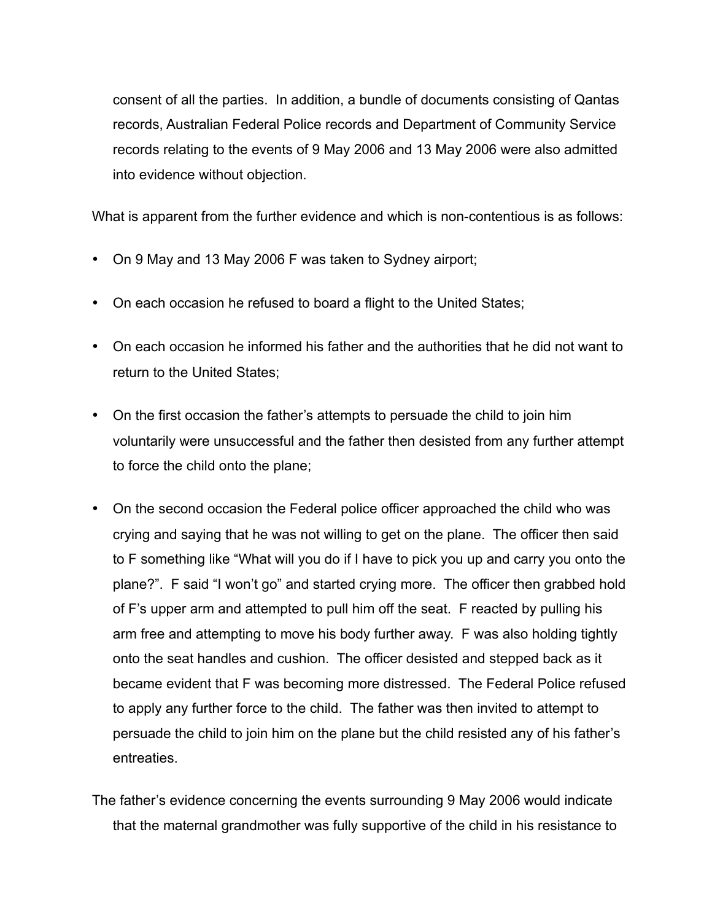consent of all the parties. In addition, a bundle of documents consisting of Qantas records, Australian Federal Police records and Department of Community Service records relating to the events of 9 May 2006 and 13 May 2006 were also admitted into evidence without objection.

What is apparent from the further evidence and which is non-contentious is as follows:

- On 9 May and 13 May 2006 F was taken to Sydney airport;
- On each occasion he refused to board a flight to the United States;
- On each occasion he informed his father and the authorities that he did not want to return to the United States;
- On the first occasion the father's attempts to persuade the child to join him voluntarily were unsuccessful and the father then desisted from any further attempt to force the child onto the plane;
- On the second occasion the Federal police officer approached the child who was crying and saying that he was not willing to get on the plane. The officer then said to F something like "What will you do if I have to pick you up and carry you onto the plane?". F said "I won't go" and started crying more. The officer then grabbed hold of F's upper arm and attempted to pull him off the seat. F reacted by pulling his arm free and attempting to move his body further away. F was also holding tightly onto the seat handles and cushion. The officer desisted and stepped back as it became evident that F was becoming more distressed. The Federal Police refused to apply any further force to the child. The father was then invited to attempt to persuade the child to join him on the plane but the child resisted any of his father's entreaties.

The father's evidence concerning the events surrounding 9 May 2006 would indicate that the maternal grandmother was fully supportive of the child in his resistance to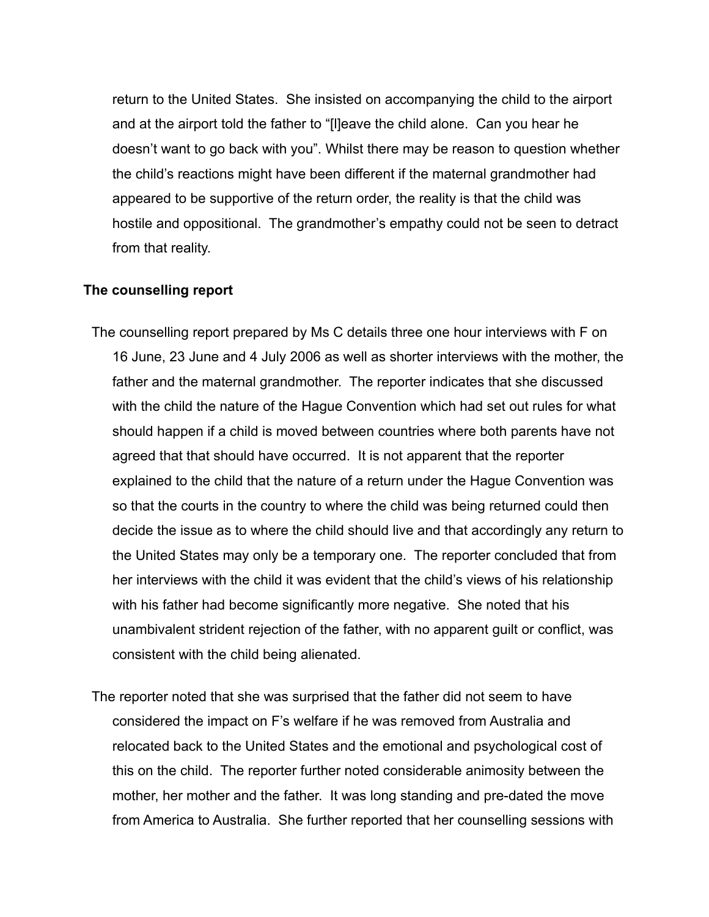return to the United States. She insisted on accompanying the child to the airport and at the airport told the father to "[l]eave the child alone. Can you hear he doesn't want to go back with you". Whilst there may be reason to question whether the child's reactions might have been different if the maternal grandmother had appeared to be supportive of the return order, the reality is that the child was hostile and oppositional. The grandmother's empathy could not be seen to detract from that reality.

**The counselling report**

The counselling report prepared by Ms C details three one hour interviews with F on 16 June, 23 June and 4 July 2006 as well as shorter interviews with the mother, the father and the maternal grandmother. The reporter indicates that she discussed with the child the nature of the Hague Convention which had set out rules for what should happen if a child is moved between countries where both parents have not agreed that that should have occurred. It is not apparent that the reporter explained to the child that the nature of a return under the Hague Convention was so that the courts in the country to where the child was being returned could then decide the issue as to where the child should live and that accordingly any return to the United States may only be a temporary one. The reporter concluded that from her interviews with the child it was evident that the child's views of his relationship with his father had become significantly more negative. She noted that his unambivalent strident rejection of the father, with no apparent guilt or conflict, was consistent with the child being alienated.

The reporter noted that she was surprised that the father did not seem to have considered the impact on F's welfare if he was removed from Australia and relocated back to the United States and the emotional and psychological cost of this on the child. The reporter further noted considerable animosity between the mother, her mother and the father. It was long standing and pre-dated the move from America to Australia. She further reported that her counselling sessions with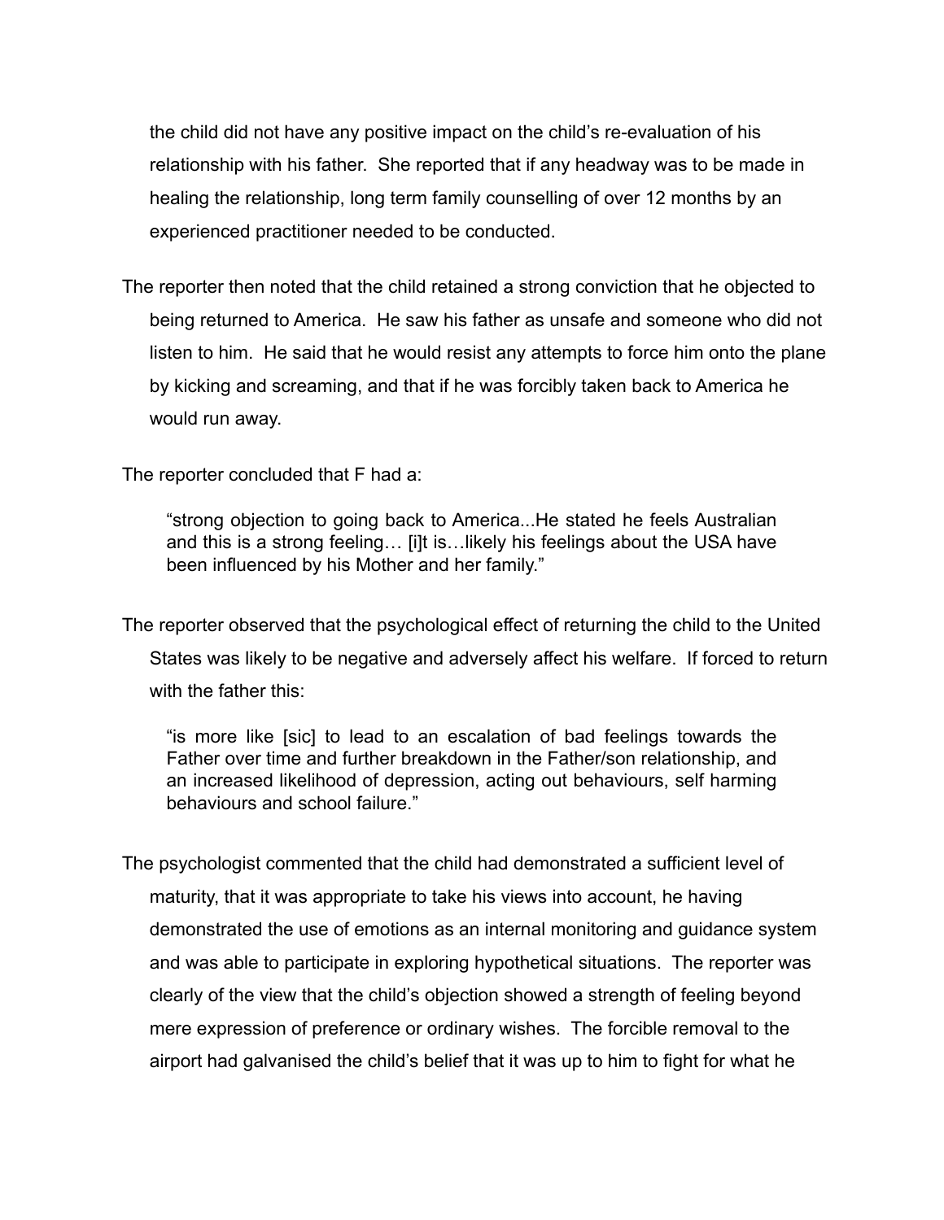the child did not have any positive impact on the child's re-evaluation of his relationship with his father. She reported that if any headway was to be made in healing the relationship, long term family counselling of over 12 months by an experienced practitioner needed to be conducted.

The reporter then noted that the child retained a strong conviction that he objected to being returned to America. He saw his father as unsafe and someone who did not listen to him. He said that he would resist any attempts to force him onto the plane by kicking and screaming, and that if he was forcibly taken back to America he would run away.

The reporter concluded that F had a:

> "strong objection to going back to America...He stated he feels Australian and this is a strong feeling… [i]t is…likely his feelings about the USA have been influenced by his Mother and her family."

The reporter observed that the psychological effect of returning the child to the United States was likely to be negative and adversely affect his welfare. If forced to return with the father this:

> "is more like [sic] to lead to an escalation of bad feelings towards the Father over time and further breakdown in the Father/son relationship, and an increased likelihood of depression, acting out behaviours, self harming behaviours and school failure."

The psychologist commented that the child had demonstrated a sufficient level of maturity, that it was appropriate to take his views into account, he having demonstrated the use of emotions as an internal monitoring and guidance system and was able to participate in exploring hypothetical situations. The reporter was clearly of the view that the child's objection showed a strength of feeling beyond mere expression of preference or ordinary wishes. The forcible removal to the airport had galvanised the child's belief that it was up to him to fight for what he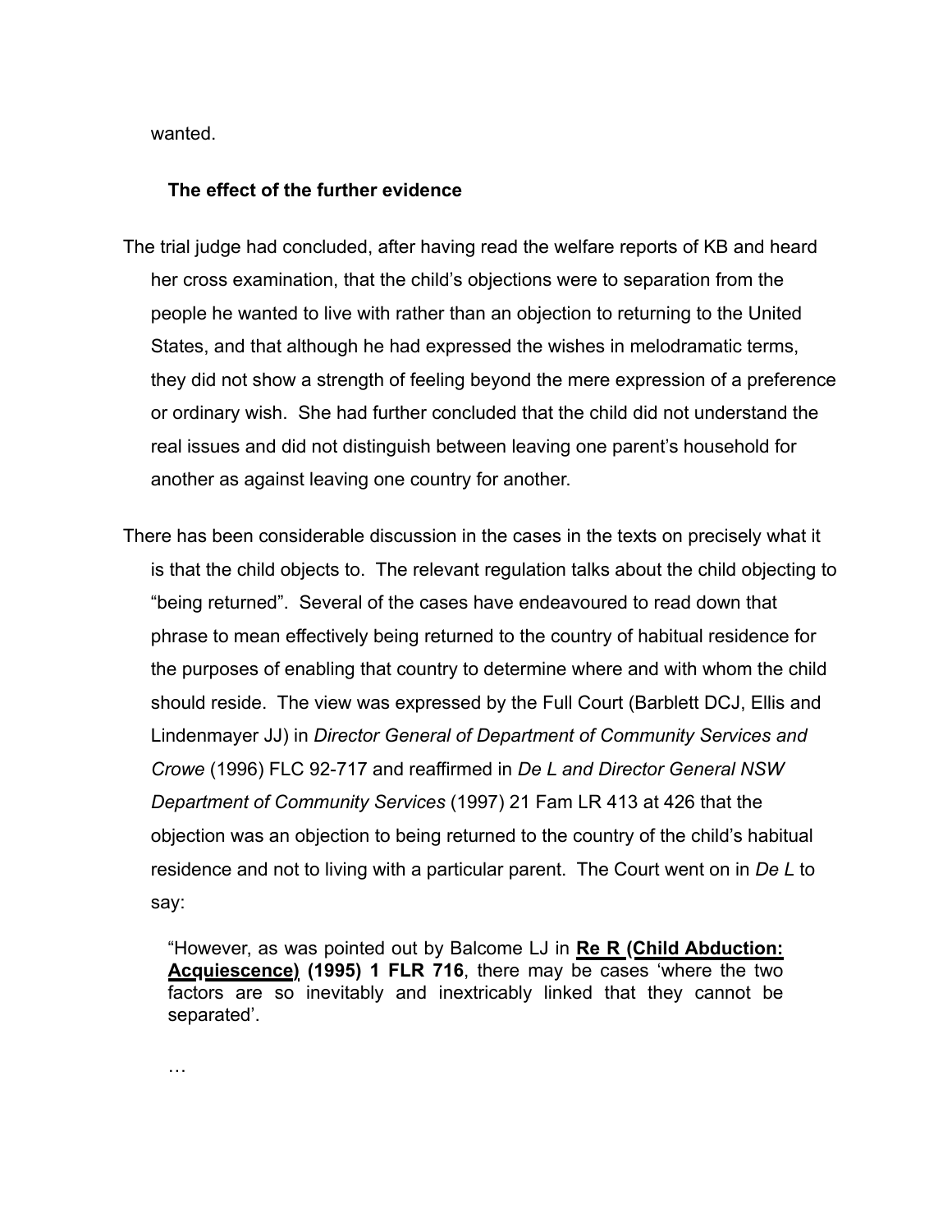wanted.

**The effect of the further evidence**

The trial judge had concluded, after having read the welfare reports of KB and heard her cross examination, that the child's objections were to separation from the people he wanted to live with rather than an objection to returning to the United States, and that although he had expressed the wishes in melodramatic terms, they did not show a strength of feeling beyond the mere expression of a preference or ordinary wish. She had further concluded that the child did not understand the real issues and did not distinguish between leaving one parent's household for another as against leaving one country for another.

There has been considerable discussion in the cases in the texts on precisely what it is that the child objects to. The relevant regulation talks about the child objecting to "being returned". Several of the cases have endeavoured to read down that phrase to mean effectively being returned to the country of habitual residence for the purposes of enabling that country to determine where and with whom the child should reside. The view was expressed by the Full Court (Barblett DCJ, Ellis and Lindenmayer JJ) in *Director General of Department of Community Services and Crowe* (1996) FLC 92-717 and reaffirmed in *De L and Director General NSW Department of Community Services* (1997) 21 Fam LR 413 at 426 that the objection was an objection to being returned to the country of the child's habitual residence and not to living with a particular parent. The Court went on in *De L* to say:

> "However, as was pointed out by Balcome LJ in **Re R (Child Abduction: Acquiescence) (1995) 1 FLR 716**, there may be cases 'where the two factors are so inevitably and inextricably linked that they cannot be separated'.
>
> …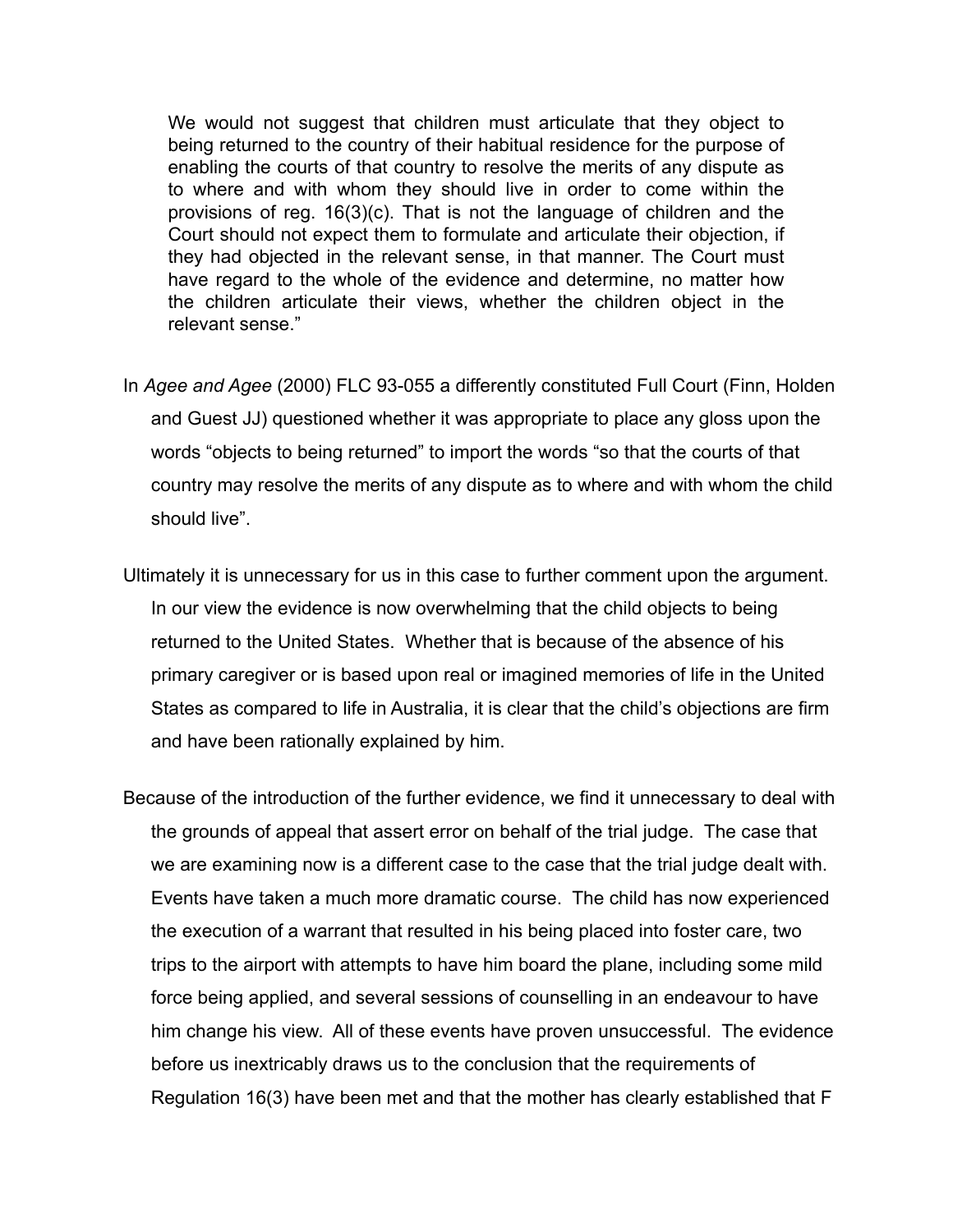> We would not suggest that children must articulate that they object to being returned to the country of their habitual residence for the purpose of enabling the courts of that country to resolve the merits of any dispute as to where and with whom they should live in order to come within the provisions of reg. 16(3)(c). That is not the language of children and the Court should not expect them to formulate and articulate their objection, if they had objected in the relevant sense, in that manner. The Court must have regard to the whole of the evidence and determine, no matter how the children articulate their views, whether the children object in the relevant sense."

In *Agee and Agee* (2000) FLC 93-055 a differently constituted Full Court (Finn, Holden and Guest JJ) questioned whether it was appropriate to place any gloss upon the words "objects to being returned" to import the words "so that the courts of that country may resolve the merits of any dispute as to where and with whom the child should live".

Ultimately it is unnecessary for us in this case to further comment upon the argument. In our view the evidence is now overwhelming that the child objects to being returned to the United States. Whether that is because of the absence of his primary caregiver or is based upon real or imagined memories of life in the United States as compared to life in Australia, it is clear that the child's objections are firm and have been rationally explained by him.

Because of the introduction of the further evidence, we find it unnecessary to deal with the grounds of appeal that assert error on behalf of the trial judge. The case that we are examining now is a different case to the case that the trial judge dealt with. Events have taken a much more dramatic course. The child has now experienced the execution of a warrant that resulted in his being placed into foster care, two trips to the airport with attempts to have him board the plane, including some mild force being applied, and several sessions of counselling in an endeavour to have him change his view. All of these events have proven unsuccessful. The evidence before us inextricably draws us to the conclusion that the requirements of Regulation 16(3) have been met and that the mother has clearly established that F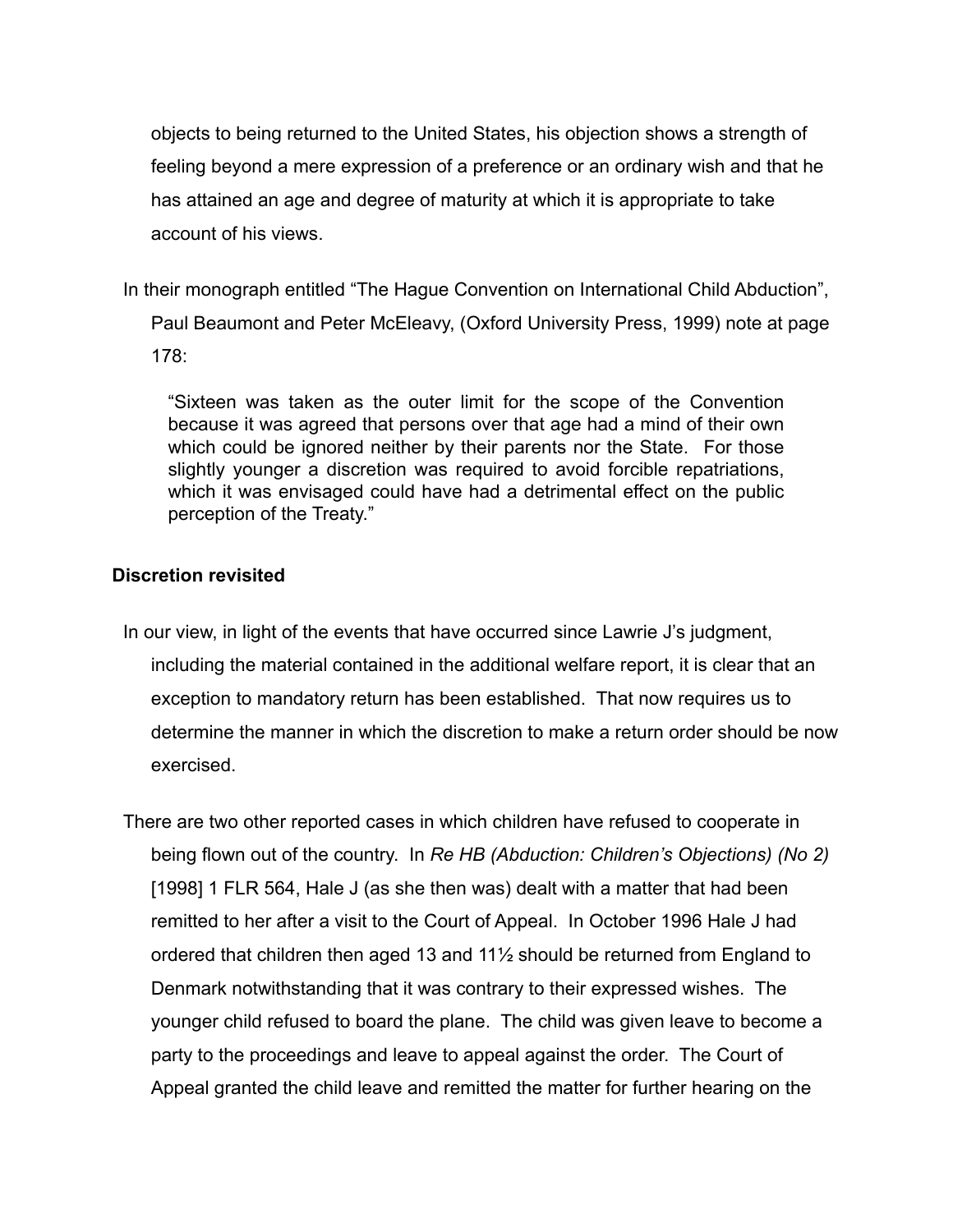objects to being returned to the United States, his objection shows a strength of feeling beyond a mere expression of a preference or an ordinary wish and that he has attained an age and degree of maturity at which it is appropriate to take account of his views.

In their monograph entitled "The Hague Convention on International Child Abduction", Paul Beaumont and Peter McEleavy, (Oxford University Press, 1999) note at page 178:

> "Sixteen was taken as the outer limit for the scope of the Convention because it was agreed that persons over that age had a mind of their own which could be ignored neither by their parents nor the State. For those slightly younger a discretion was required to avoid forcible repatriations, which it was envisaged could have had a detrimental effect on the public perception of the Treaty."

**Discretion revisited**

In our view, in light of the events that have occurred since Lawrie J's judgment, including the material contained in the additional welfare report, it is clear that an exception to mandatory return has been established. That now requires us to determine the manner in which the discretion to make a return order should be now exercised.

There are two other reported cases in which children have refused to cooperate in being flown out of the country. In *Re HB (Abduction: Children's Objections) (No 2)* [1998] 1 FLR 564, Hale J (as she then was) dealt with a matter that had been remitted to her after a visit to the Court of Appeal. In October 1996 Hale J had ordered that children then aged 13 and 11½ should be returned from England to Denmark notwithstanding that it was contrary to their expressed wishes. The younger child refused to board the plane. The child was given leave to become a party to the proceedings and leave to appeal against the order. The Court of Appeal granted the child leave and remitted the matter for further hearing on the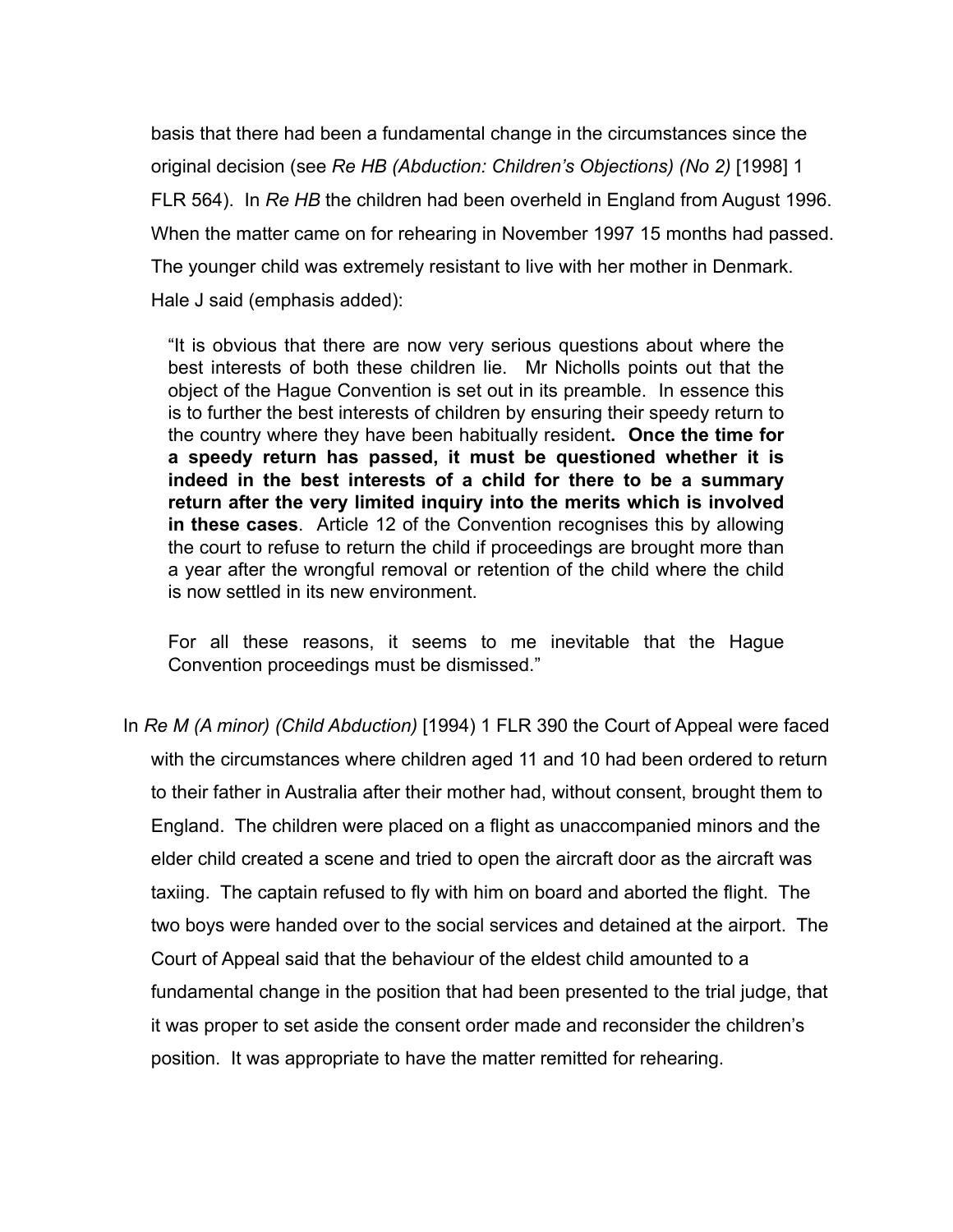basis that there had been a fundamental change in the circumstances since the original decision (see *Re HB (Abduction: Children's Objections) (No 2)* [1998] 1 FLR 564). In *Re HB* the children had been overheld in England from August 1996. When the matter came on for rehearing in November 1997 15 months had passed. The younger child was extremely resistant to live with her mother in Denmark. Hale J said (emphasis added):

> "It is obvious that there are now very serious questions about where the best interests of both these children lie. Mr Nicholls points out that the object of the Hague Convention is set out in its preamble. In essence this is to further the best interests of children by ensuring their speedy return to the country where they have been habitually resident**. Once the time for a speedy return has passed, it must be questioned whether it is indeed in the best interests of a child for there to be a summary return after the very limited inquiry into the merits which is involved in these cases**. Article 12 of the Convention recognises this by allowing the court to refuse to return the child if proceedings are brought more than a year after the wrongful removal or retention of the child where the child is now settled in its new environment.
>
> For all these reasons, it seems to me inevitable that the Hague Convention proceedings must be dismissed."

In *Re M (A minor) (Child Abduction)* [1994) 1 FLR 390 the Court of Appeal were faced with the circumstances where children aged 11 and 10 had been ordered to return to their father in Australia after their mother had, without consent, brought them to England. The children were placed on a flight as unaccompanied minors and the elder child created a scene and tried to open the aircraft door as the aircraft was taxiing. The captain refused to fly with him on board and aborted the flight. The two boys were handed over to the social services and detained at the airport. The Court of Appeal said that the behaviour of the eldest child amounted to a fundamental change in the position that had been presented to the trial judge, that it was proper to set aside the consent order made and reconsider the children's position. It was appropriate to have the matter remitted for rehearing.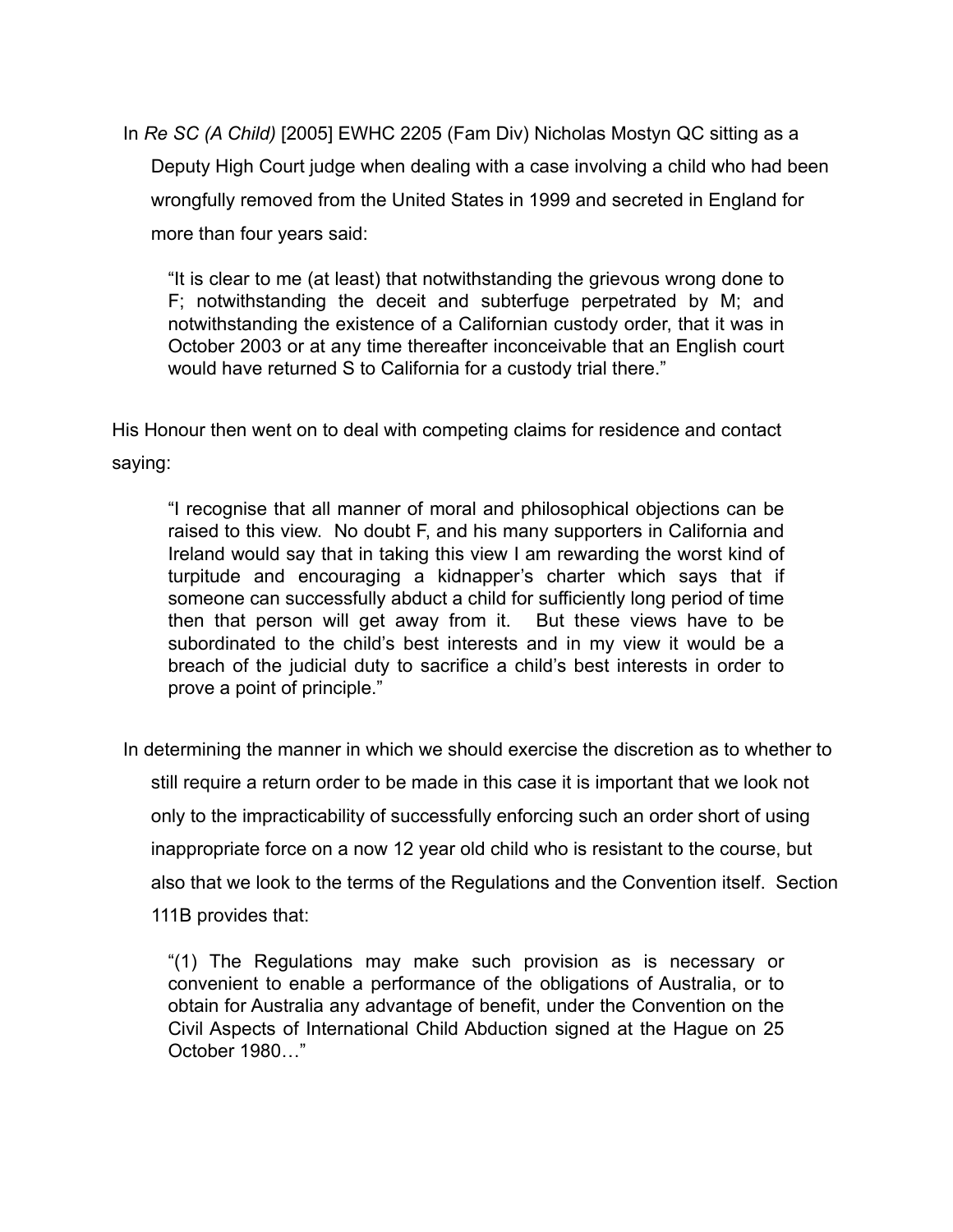In *Re SC (A Child)* [2005] EWHC 2205 (Fam Div) Nicholas Mostyn QC sitting as a Deputy High Court judge when dealing with a case involving a child who had been wrongfully removed from the United States in 1999 and secreted in England for more than four years said:

> "It is clear to me (at least) that notwithstanding the grievous wrong done to F; notwithstanding the deceit and subterfuge perpetrated by M; and notwithstanding the existence of a Californian custody order, that it was in October 2003 or at any time thereafter inconceivable that an English court would have returned S to California for a custody trial there."

His Honour then went on to deal with competing claims for residence and contact saying:

> "I recognise that all manner of moral and philosophical objections can be raised to this view. No doubt F, and his many supporters in California and Ireland would say that in taking this view I am rewarding the worst kind of turpitude and encouraging a kidnapper's charter which says that if someone can successfully abduct a child for sufficiently long period of time then that person will get away from it. But these views have to be subordinated to the child's best interests and in my view it would be a breach of the judicial duty to sacrifice a child's best interests in order to prove a point of principle."

In determining the manner in which we should exercise the discretion as to whether to still require a return order to be made in this case it is important that we look not only to the impracticability of successfully enforcing such an order short of using inappropriate force on a now 12 year old child who is resistant to the course, but also that we look to the terms of the Regulations and the Convention itself. Section 111B provides that:

> "(1) The Regulations may make such provision as is necessary or convenient to enable a performance of the obligations of Australia, or to obtain for Australia any advantage of benefit, under the Convention on the Civil Aspects of International Child Abduction signed at the Hague on 25 October 1980…"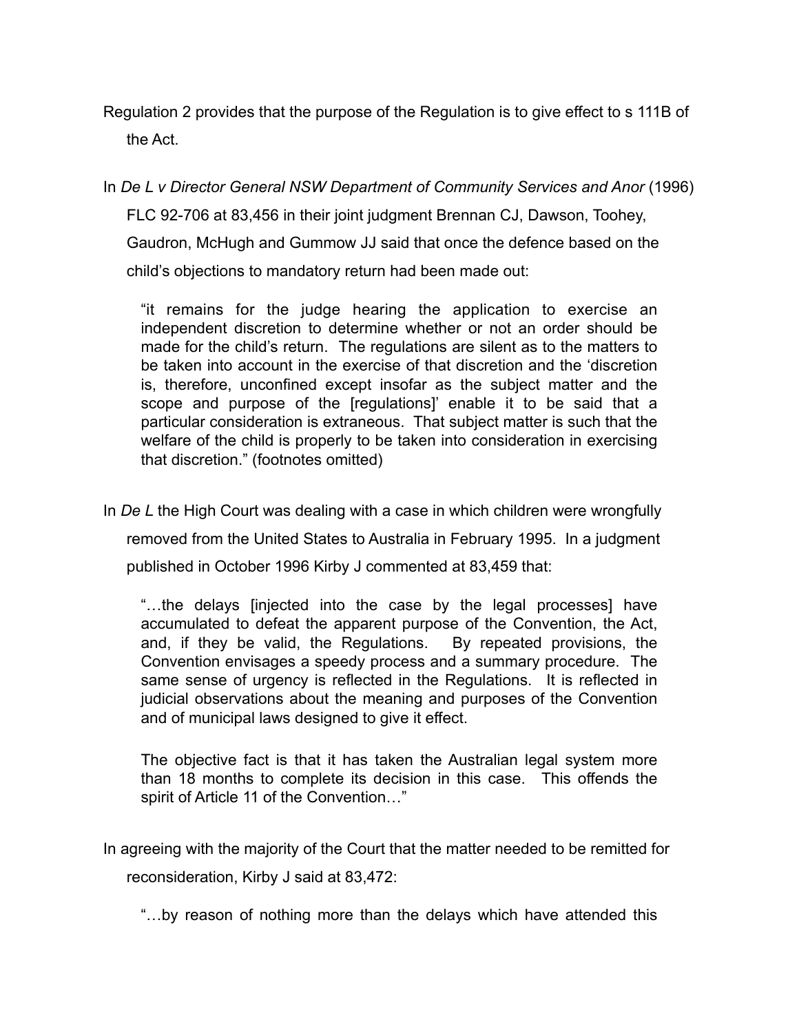Regulation 2 provides that the purpose of the Regulation is to give effect to s 111B of the Act.

In *De L v Director General NSW Department of Community Services and Anor* (1996) FLC 92-706 at 83,456 in their joint judgment Brennan CJ, Dawson, Toohey, Gaudron, McHugh and Gummow JJ said that once the defence based on the child's objections to mandatory return had been made out:

> "it remains for the judge hearing the application to exercise an independent discretion to determine whether or not an order should be made for the child's return. The regulations are silent as to the matters to be taken into account in the exercise of that discretion and the 'discretion is, therefore, unconfined except insofar as the subject matter and the scope and purpose of the [regulations]' enable it to be said that a particular consideration is extraneous. That subject matter is such that the welfare of the child is properly to be taken into consideration in exercising that discretion." (footnotes omitted)

In *De L* the High Court was dealing with a case in which children were wrongfully removed from the United States to Australia in February 1995. In a judgment published in October 1996 Kirby J commented at 83,459 that:

> "…the delays [injected into the case by the legal processes] have accumulated to defeat the apparent purpose of the Convention, the Act, and, if they be valid, the Regulations. By repeated provisions, the Convention envisages a speedy process and a summary procedure. The same sense of urgency is reflected in the Regulations. It is reflected in judicial observations about the meaning and purposes of the Convention and of municipal laws designed to give it effect.
>
> The objective fact is that it has taken the Australian legal system more than 18 months to complete its decision in this case. This offends the spirit of Article 11 of the Convention…"

In agreeing with the majority of the Court that the matter needed to be remitted for reconsideration, Kirby J said at 83,472:

> "…by reason of nothing more than the delays which have attended this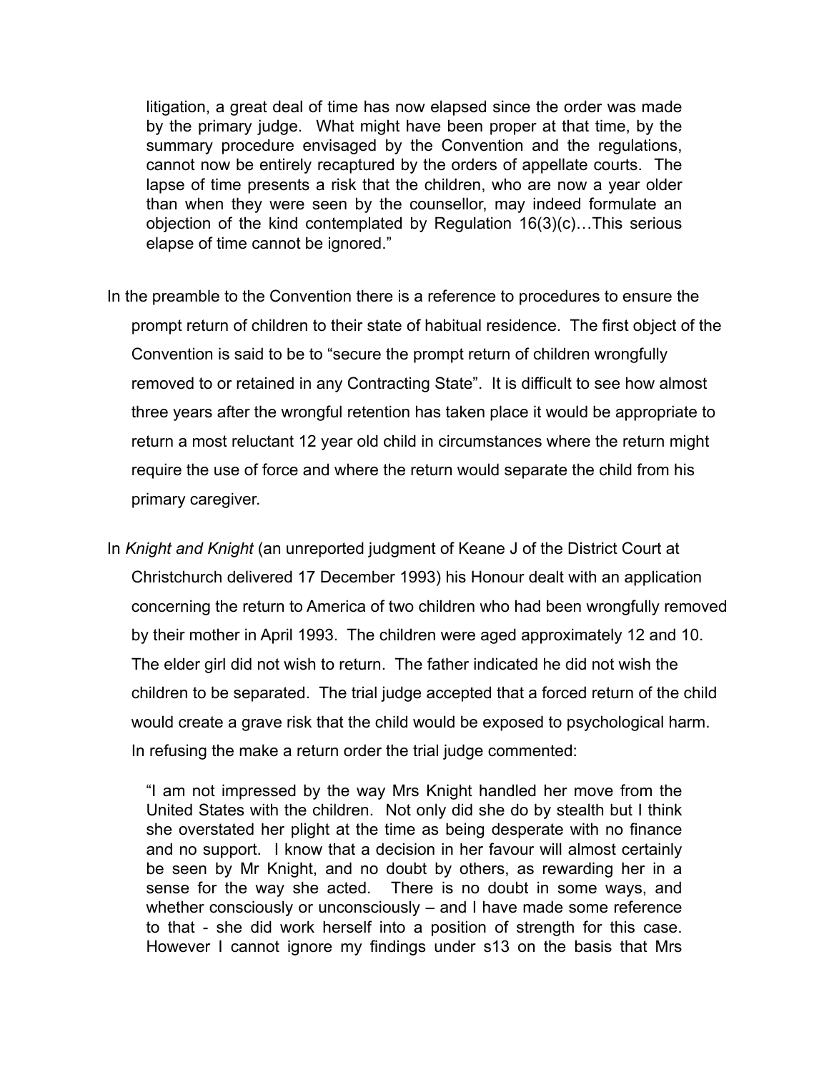> litigation, a great deal of time has now elapsed since the order was made by the primary judge. What might have been proper at that time, by the summary procedure envisaged by the Convention and the regulations, cannot now be entirely recaptured by the orders of appellate courts. The lapse of time presents a risk that the children, who are now a year older than when they were seen by the counsellor, may indeed formulate an objection of the kind contemplated by Regulation 16(3)(c)…This serious elapse of time cannot be ignored."

In the preamble to the Convention there is a reference to procedures to ensure the prompt return of children to their state of habitual residence. The first object of the Convention is said to be to "secure the prompt return of children wrongfully removed to or retained in any Contracting State". It is difficult to see how almost three years after the wrongful retention has taken place it would be appropriate to return a most reluctant 12 year old child in circumstances where the return might require the use of force and where the return would separate the child from his primary caregiver.

In *Knight and Knight* (an unreported judgment of Keane J of the District Court at Christchurch delivered 17 December 1993) his Honour dealt with an application concerning the return to America of two children who had been wrongfully removed by their mother in April 1993. The children were aged approximately 12 and 10. The elder girl did not wish to return. The father indicated he did not wish the children to be separated. The trial judge accepted that a forced return of the child would create a grave risk that the child would be exposed to psychological harm. In refusing the make a return order the trial judge commented:

> "I am not impressed by the way Mrs Knight handled her move from the United States with the children. Not only did she do by stealth but I think she overstated her plight at the time as being desperate with no finance and no support. I know that a decision in her favour will almost certainly be seen by Mr Knight, and no doubt by others, as rewarding her in a sense for the way she acted. There is no doubt in some ways, and whether consciously or unconsciously – and I have made some reference to that - she did work herself into a position of strength for this case. However I cannot ignore my findings under s13 on the basis that Mrs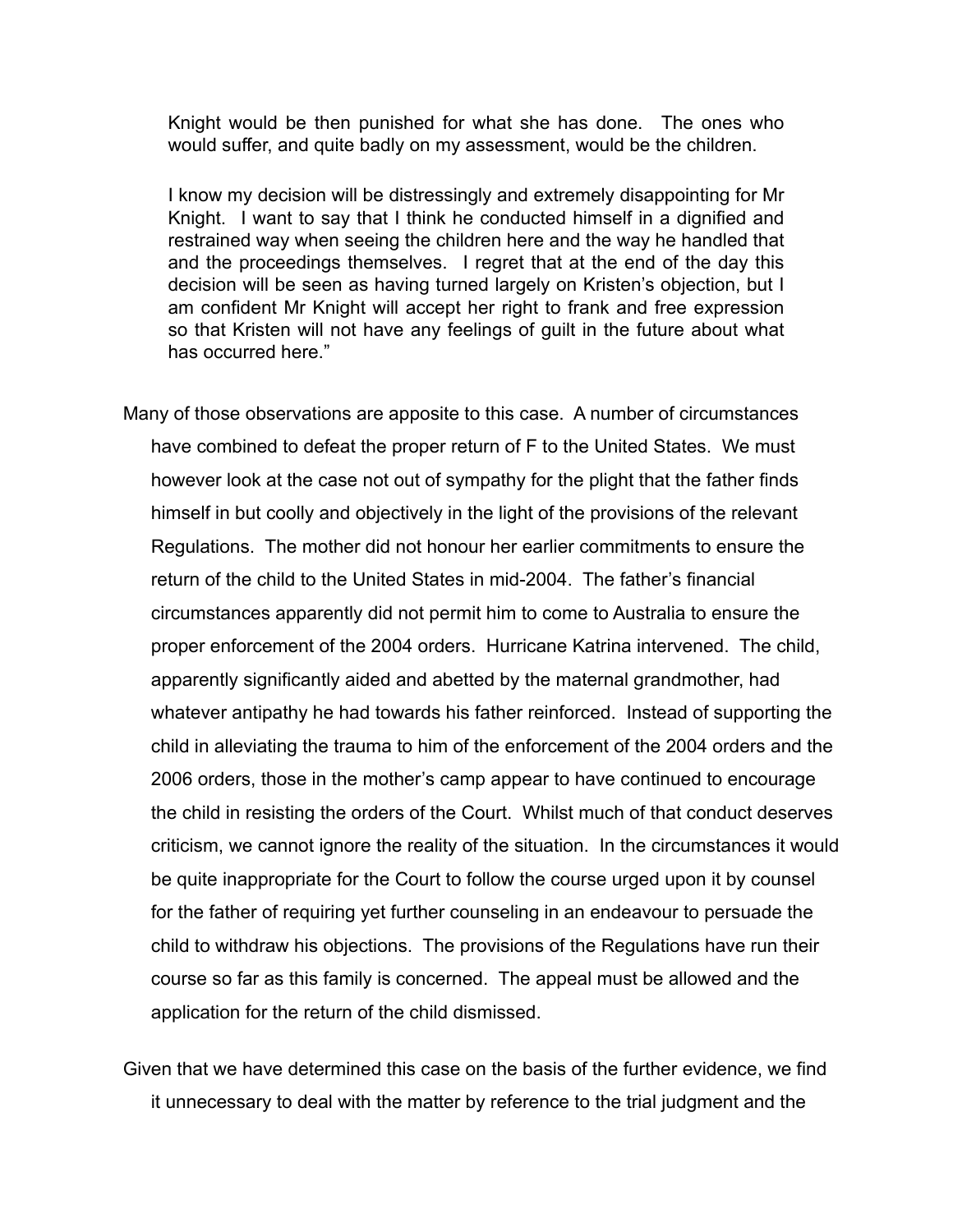> Knight would be then punished for what she has done. The ones who would suffer, and quite badly on my assessment, would be the children.
>
> I know my decision will be distressingly and extremely disappointing for Mr Knight. I want to say that I think he conducted himself in a dignified and restrained way when seeing the children here and the way he handled that and the proceedings themselves. I regret that at the end of the day this decision will be seen as having turned largely on Kristen's objection, but I am confident Mr Knight will accept her right to frank and free expression so that Kristen will not have any feelings of guilt in the future about what has occurred here."

Many of those observations are apposite to this case. A number of circumstances have combined to defeat the proper return of F to the United States. We must however look at the case not out of sympathy for the plight that the father finds himself in but coolly and objectively in the light of the provisions of the relevant Regulations. The mother did not honour her earlier commitments to ensure the return of the child to the United States in mid-2004. The father's financial circumstances apparently did not permit him to come to Australia to ensure the proper enforcement of the 2004 orders. Hurricane Katrina intervened. The child, apparently significantly aided and abetted by the maternal grandmother, had whatever antipathy he had towards his father reinforced. Instead of supporting the child in alleviating the trauma to him of the enforcement of the 2004 orders and the 2006 orders, those in the mother's camp appear to have continued to encourage the child in resisting the orders of the Court. Whilst much of that conduct deserves criticism, we cannot ignore the reality of the situation. In the circumstances it would be quite inappropriate for the Court to follow the course urged upon it by counsel for the father of requiring yet further counseling in an endeavour to persuade the child to withdraw his objections. The provisions of the Regulations have run their course so far as this family is concerned. The appeal must be allowed and the application for the return of the child dismissed.

Given that we have determined this case on the basis of the further evidence, we find it unnecessary to deal with the matter by reference to the trial judgment and the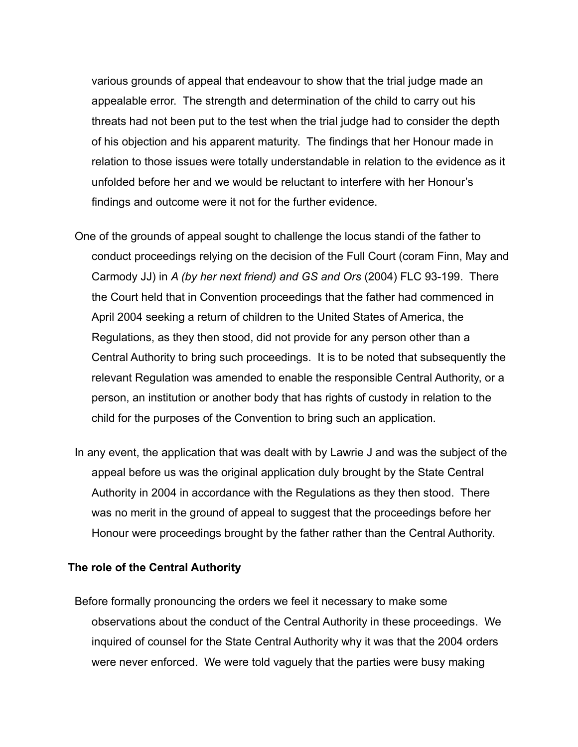various grounds of appeal that endeavour to show that the trial judge made an appealable error. The strength and determination of the child to carry out his threats had not been put to the test when the trial judge had to consider the depth of his objection and his apparent maturity. The findings that her Honour made in relation to those issues were totally understandable in relation to the evidence as it unfolded before her and we would be reluctant to interfere with her Honour's findings and outcome were it not for the further evidence.

One of the grounds of appeal sought to challenge the locus standi of the father to conduct proceedings relying on the decision of the Full Court (coram Finn, May and Carmody JJ) in *A (by her next friend) and GS and Ors* (2004) FLC 93-199. There the Court held that in Convention proceedings that the father had commenced in April 2004 seeking a return of children to the United States of America, the Regulations, as they then stood, did not provide for any person other than a Central Authority to bring such proceedings. It is to be noted that subsequently the relevant Regulation was amended to enable the responsible Central Authority, or a person, an institution or another body that has rights of custody in relation to the child for the purposes of the Convention to bring such an application.

In any event, the application that was dealt with by Lawrie J and was the subject of the appeal before us was the original application duly brought by the State Central Authority in 2004 in accordance with the Regulations as they then stood. There was no merit in the ground of appeal to suggest that the proceedings before her Honour were proceedings brought by the father rather than the Central Authority.

**The role of the Central Authority**

Before formally pronouncing the orders we feel it necessary to make some observations about the conduct of the Central Authority in these proceedings. We inquired of counsel for the State Central Authority why it was that the 2004 orders were never enforced. We were told vaguely that the parties were busy making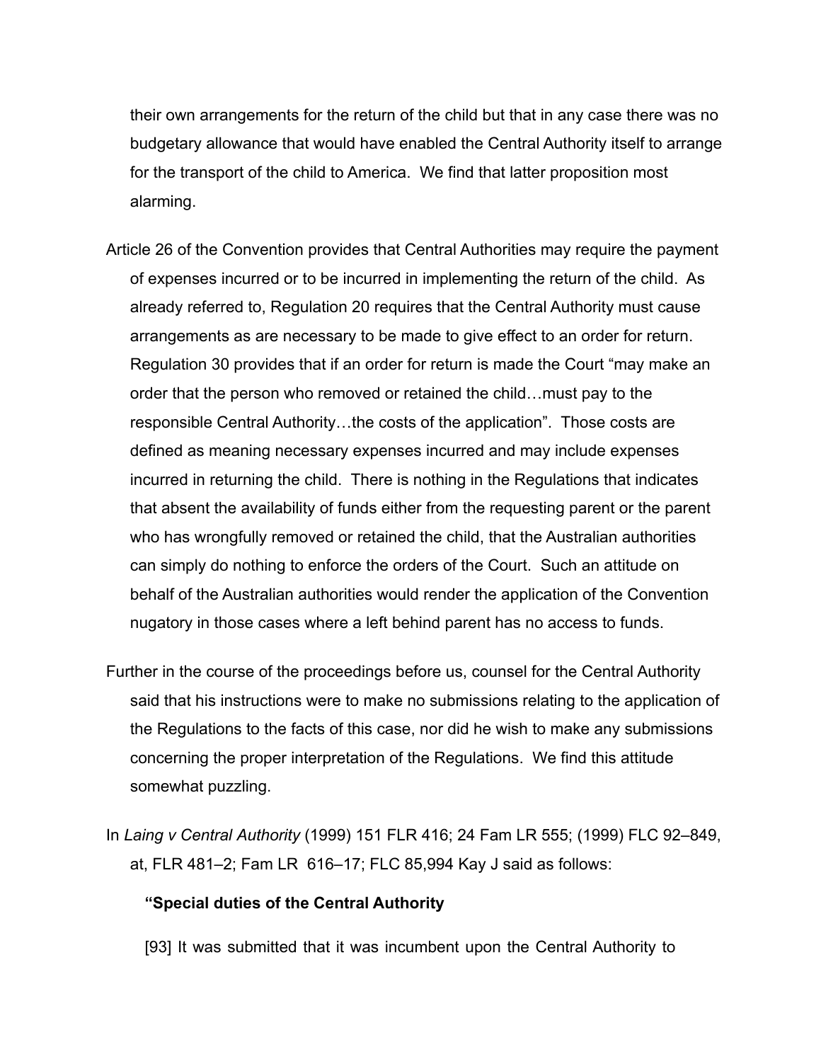their own arrangements for the return of the child but that in any case there was no budgetary allowance that would have enabled the Central Authority itself to arrange for the transport of the child to America. We find that latter proposition most alarming.

Article 26 of the Convention provides that Central Authorities may require the payment of expenses incurred or to be incurred in implementing the return of the child. As already referred to, Regulation 20 requires that the Central Authority must cause arrangements as are necessary to be made to give effect to an order for return. Regulation 30 provides that if an order for return is made the Court "may make an order that the person who removed or retained the child…must pay to the responsible Central Authority…the costs of the application". Those costs are defined as meaning necessary expenses incurred and may include expenses incurred in returning the child. There is nothing in the Regulations that indicates that absent the availability of funds either from the requesting parent or the parent who has wrongfully removed or retained the child, that the Australian authorities can simply do nothing to enforce the orders of the Court. Such an attitude on behalf of the Australian authorities would render the application of the Convention nugatory in those cases where a left behind parent has no access to funds.

Further in the course of the proceedings before us, counsel for the Central Authority said that his instructions were to make no submissions relating to the application of the Regulations to the facts of this case, nor did he wish to make any submissions concerning the proper interpretation of the Regulations. We find this attitude somewhat puzzling.

In *Laing v Central Authority* (1999) 151 FLR 416; 24 Fam LR 555; (1999) FLC 92–849, at, FLR 481–2; Fam LR 616–17; FLC 85,994 Kay J said as follows:

> **"Special duties of the Central Authority**
>
> [93] It was submitted that it was incumbent upon the Central Authority to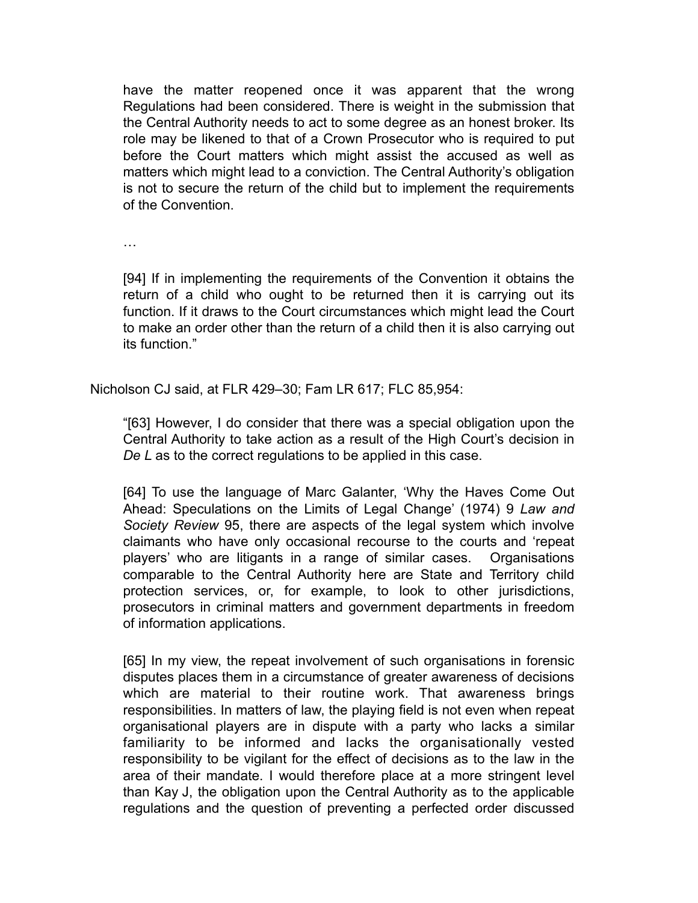> have the matter reopened once it was apparent that the wrong Regulations had been considered. There is weight in the submission that the Central Authority needs to act to some degree as an honest broker. Its role may be likened to that of a Crown Prosecutor who is required to put before the Court matters which might assist the accused as well as matters which might lead to a conviction. The Central Authority's obligation is not to secure the return of the child but to implement the requirements of the Convention.
>
> …
>
> [94] If in implementing the requirements of the Convention it obtains the return of a child who ought to be returned then it is carrying out its function. If it draws to the Court circumstances which might lead the Court to make an order other than the return of a child then it is also carrying out its function."

Nicholson CJ said, at FLR 429–30; Fam LR 617; FLC 85,954:

> "[63] However, I do consider that there was a special obligation upon the Central Authority to take action as a result of the High Court's decision in *De L* as to the correct regulations to be applied in this case.
>
> [64] To use the language of Marc Galanter, 'Why the Haves Come Out Ahead: Speculations on the Limits of Legal Change' (1974) 9 *Law and Society Review* 95, there are aspects of the legal system which involve claimants who have only occasional recourse to the courts and 'repeat players' who are litigants in a range of similar cases. Organisations comparable to the Central Authority here are State and Territory child protection services, or, for example, to look to other jurisdictions, prosecutors in criminal matters and government departments in freedom of information applications.
>
> [65] In my view, the repeat involvement of such organisations in forensic disputes places them in a circumstance of greater awareness of decisions which are material to their routine work. That awareness brings responsibilities. In matters of law, the playing field is not even when repeat organisational players are in dispute with a party who lacks a similar familiarity to be informed and lacks the organisationally vested responsibility to be vigilant for the effect of decisions as to the law in the area of their mandate. I would therefore place at a more stringent level than Kay J, the obligation upon the Central Authority as to the applicable regulations and the question of preventing a perfected order discussed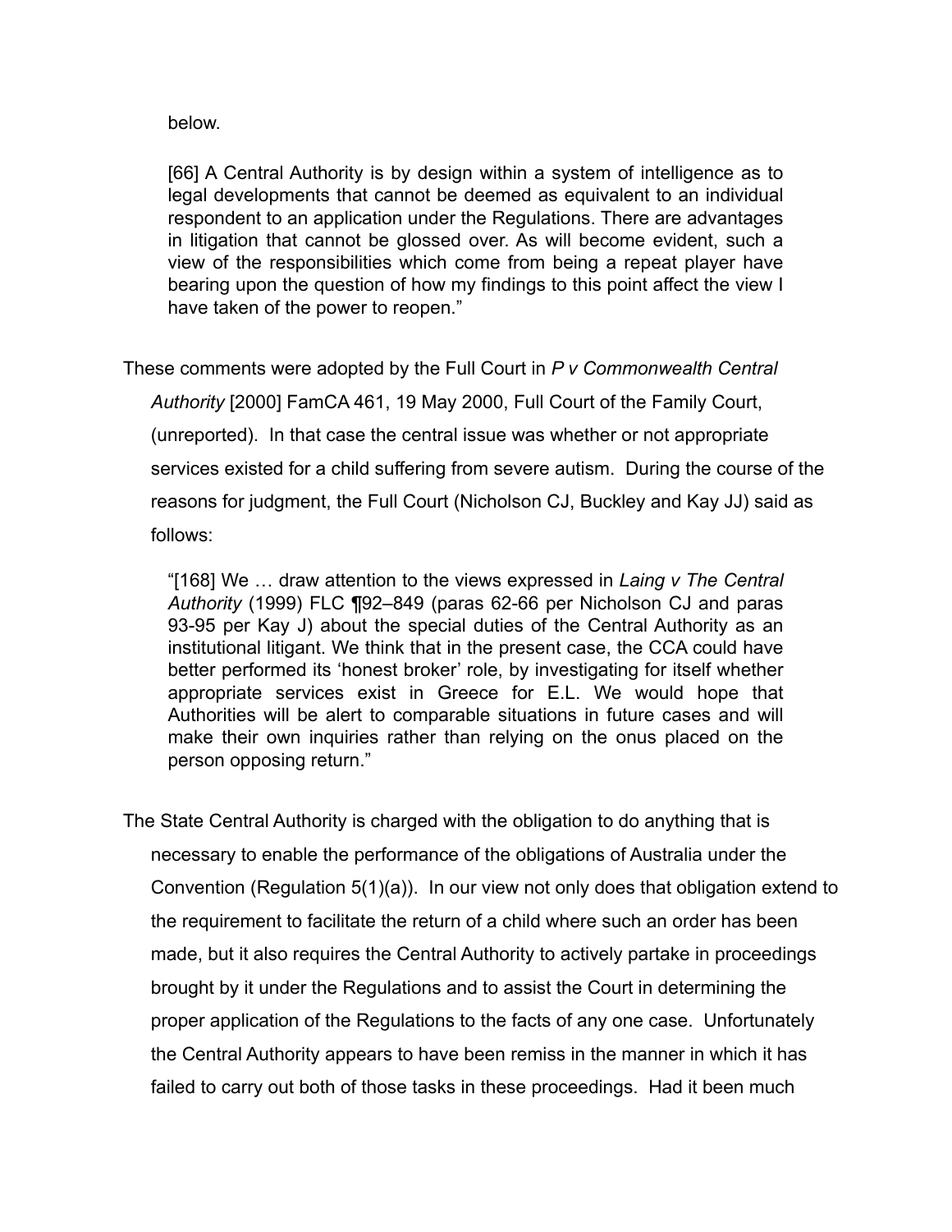below.

> [66] A Central Authority is by design within a system of intelligence as to legal developments that cannot be deemed as equivalent to an individual respondent to an application under the Regulations. There are advantages in litigation that cannot be glossed over. As will become evident, such a view of the responsibilities which come from being a repeat player have bearing upon the question of how my findings to this point affect the view I have taken of the power to reopen."

These comments were adopted by the Full Court in *P v Commonwealth Central Authority* [2000] FamCA 461, 19 May 2000, Full Court of the Family Court, (unreported). In that case the central issue was whether or not appropriate services existed for a child suffering from severe autism. During the course of the reasons for judgment, the Full Court (Nicholson CJ, Buckley and Kay JJ) said as follows:

> "[168] We … draw attention to the views expressed in *Laing v The Central Authority* (1999) FLC ¶92–849 (paras 62-66 per Nicholson CJ and paras 93-95 per Kay J) about the special duties of the Central Authority as an institutional litigant. We think that in the present case, the CCA could have better performed its 'honest broker' role, by investigating for itself whether appropriate services exist in Greece for E.L. We would hope that Authorities will be alert to comparable situations in future cases and will make their own inquiries rather than relying on the onus placed on the person opposing return."

The State Central Authority is charged with the obligation to do anything that is necessary to enable the performance of the obligations of Australia under the Convention (Regulation 5(1)(a)). In our view not only does that obligation extend to the requirement to facilitate the return of a child where such an order has been made, but it also requires the Central Authority to actively partake in proceedings brought by it under the Regulations and to assist the Court in determining the proper application of the Regulations to the facts of any one case. Unfortunately the Central Authority appears to have been remiss in the manner in which it has failed to carry out both of those tasks in these proceedings. Had it been much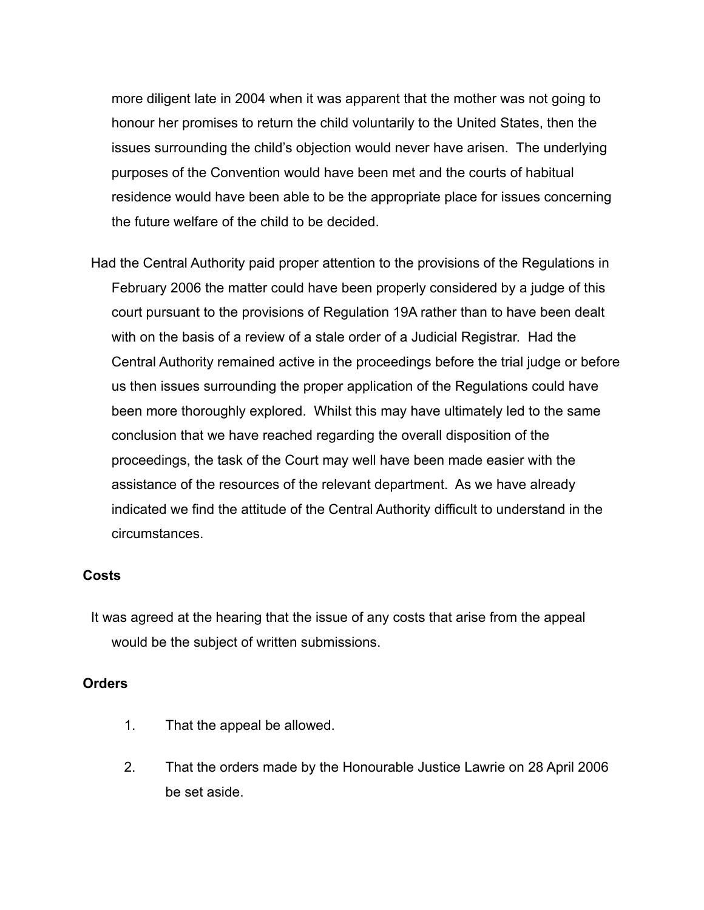more diligent late in 2004 when it was apparent that the mother was not going to honour her promises to return the child voluntarily to the United States, then the issues surrounding the child's objection would never have arisen. The underlying purposes of the Convention would have been met and the courts of habitual residence would have been able to be the appropriate place for issues concerning the future welfare of the child to be decided.

Had the Central Authority paid proper attention to the provisions of the Regulations in February 2006 the matter could have been properly considered by a judge of this court pursuant to the provisions of Regulation 19A rather than to have been dealt with on the basis of a review of a stale order of a Judicial Registrar. Had the Central Authority remained active in the proceedings before the trial judge or before us then issues surrounding the proper application of the Regulations could have been more thoroughly explored. Whilst this may have ultimately led to the same conclusion that we have reached regarding the overall disposition of the proceedings, the task of the Court may well have been made easier with the assistance of the resources of the relevant department. As we have already indicated we find the attitude of the Central Authority difficult to understand in the circumstances.

**Costs**

It was agreed at the hearing that the issue of any costs that arise from the appeal would be the subject of written submissions.

**Orders**

1. That the appeal be allowed.
2. That the orders made by the Honourable Justice Lawrie on 28 April 2006 be set aside.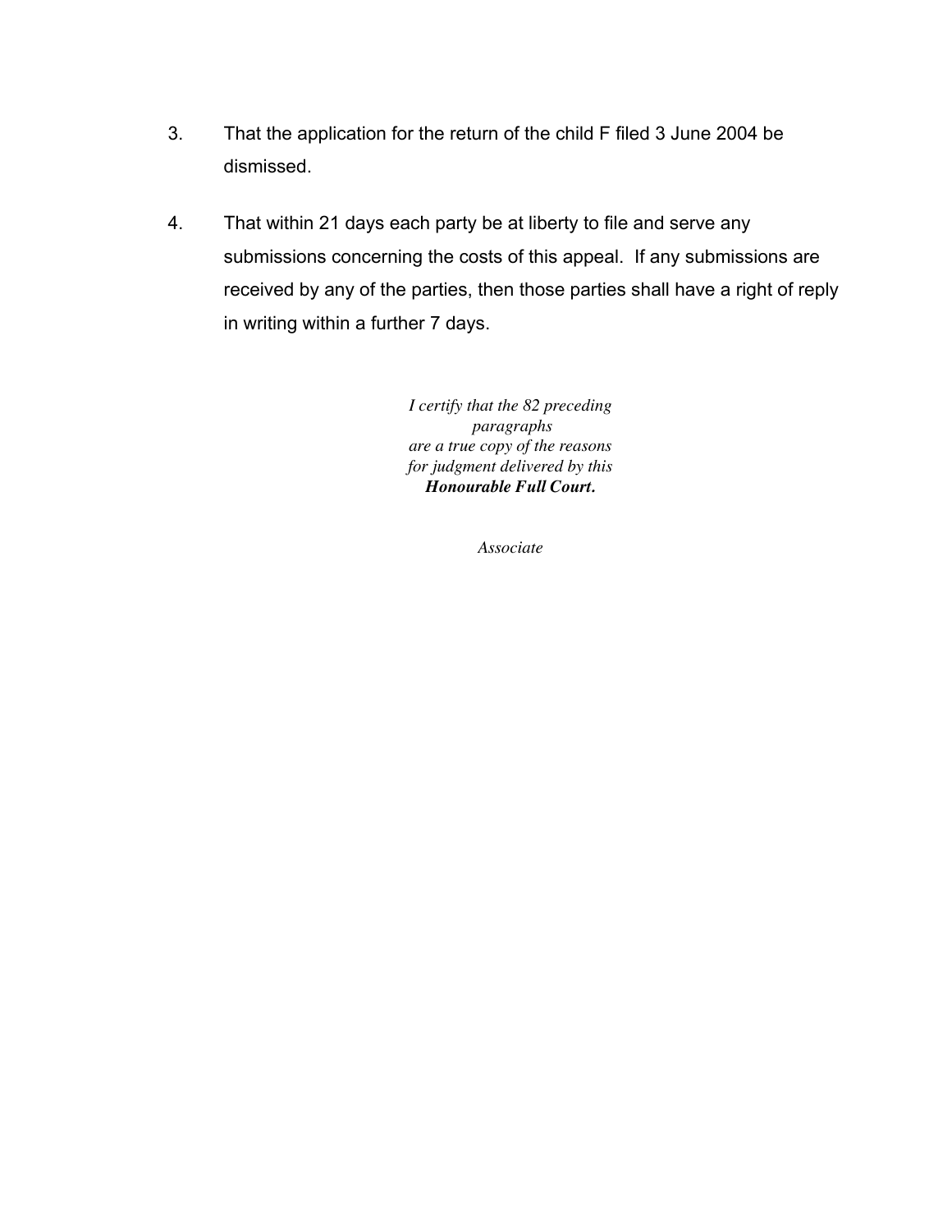3. That the application for the return of the child F filed 3 June 2004 be dismissed.

4. That within 21 days each party be at liberty to file and serve any submissions concerning the costs of this appeal. If any submissions are received by any of the parties, then those parties shall have a right of reply in writing within a further 7 days.

*I certify that the 82 preceding paragraphs are a true copy of the reasons for judgment delivered by this* ***Honourable Full Court.***

*Associate*